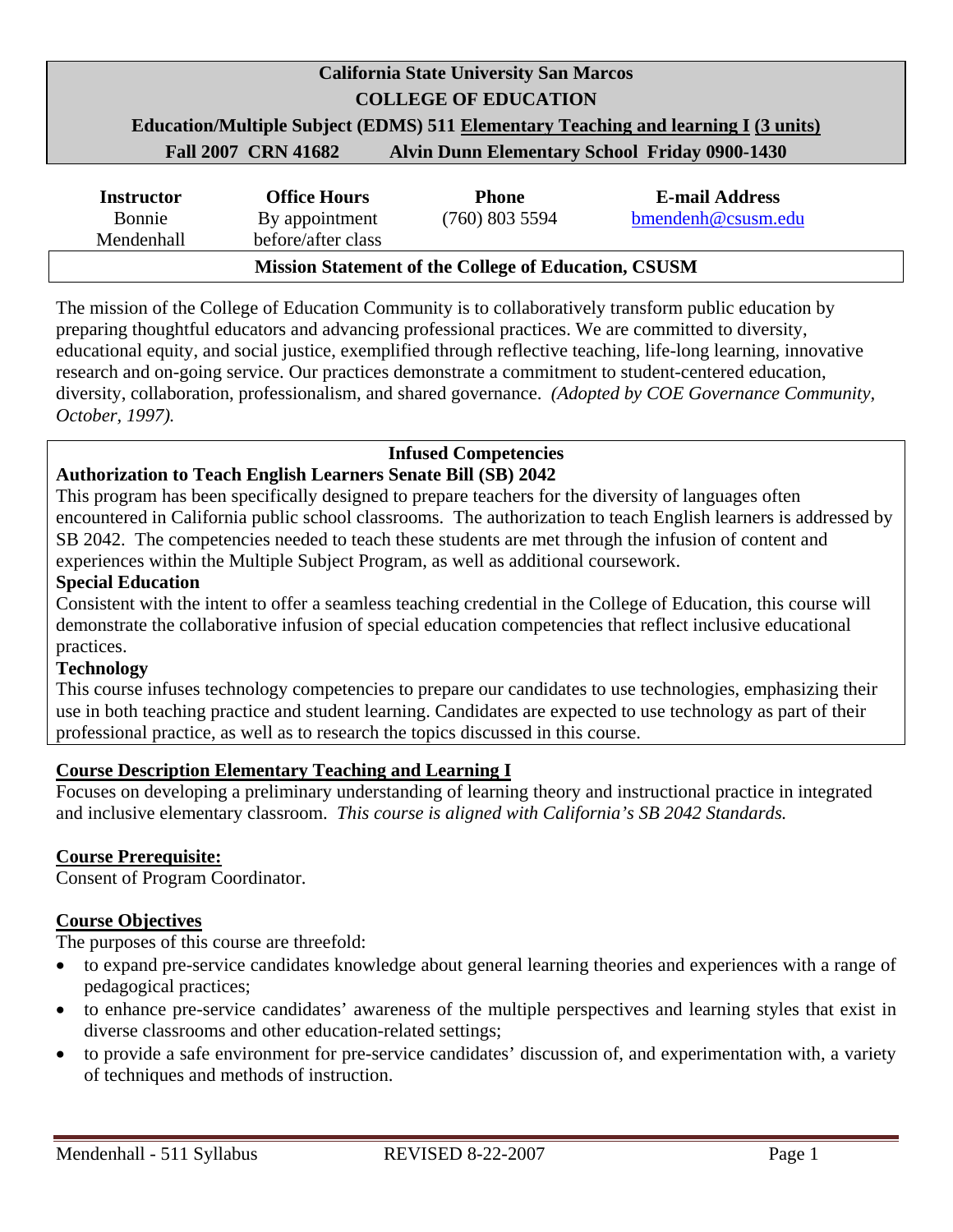**California State University San Marcos**
**COLLEGE OF EDUCATION**
**Education/Multiple Subject (EDMS) 511 Elementary Teaching and learning I (3 units)**
**Fall 2007 CRN 41682 Alvin Dunn Elementary School Friday 0900-1430**

| Instructor | Office Hours | Phone | E-mail Address |
|---|---|---|---|
| Bonnie Mendenhall | By appointment before/after class | (760) 803 5594 | bmendenh@csusm.edu |

**Mission Statement of the College of Education, CSUSM**

The mission of the College of Education Community is to collaboratively transform public education by preparing thoughtful educators and advancing professional practices. We are committed to diversity, educational equity, and social justice, exemplified through reflective teaching, life-long learning, innovative research and on-going service. Our practices demonstrate a commitment to student-centered education, diversity, collaboration, professionalism, and shared governance. *(Adopted by COE Governance Community, October, 1997).*

**Infused Competencies**

**Authorization to Teach English Learners Senate Bill (SB) 2042**

This program has been specifically designed to prepare teachers for the diversity of languages often encountered in California public school classrooms. The authorization to teach English learners is addressed by SB 2042. The competencies needed to teach these students are met through the infusion of content and experiences within the Multiple Subject Program, as well as additional coursework.

**Special Education**

Consistent with the intent to offer a seamless teaching credential in the College of Education, this course will demonstrate the collaborative infusion of special education competencies that reflect inclusive educational practices.

**Technology**

This course infuses technology competencies to prepare our candidates to use technologies, emphasizing their use in both teaching practice and student learning. Candidates are expected to use technology as part of their professional practice, as well as to research the topics discussed in this course.

## Course Description Elementary Teaching and Learning I

Focuses on developing a preliminary understanding of learning theory and instructional practice in integrated and inclusive elementary classroom. *This course is aligned with California's SB 2042 Standards.*

## Course Prerequisite:

Consent of Program Coordinator.

## Course Objectives

The purposes of this course are threefold:

- to expand pre-service candidates knowledge about general learning theories and experiences with a range of pedagogical practices;
- to enhance pre-service candidates' awareness of the multiple perspectives and learning styles that exist in diverse classrooms and other education-related settings;
- to provide a safe environment for pre-service candidates' discussion of, and experimentation with, a variety of techniques and methods of instruction.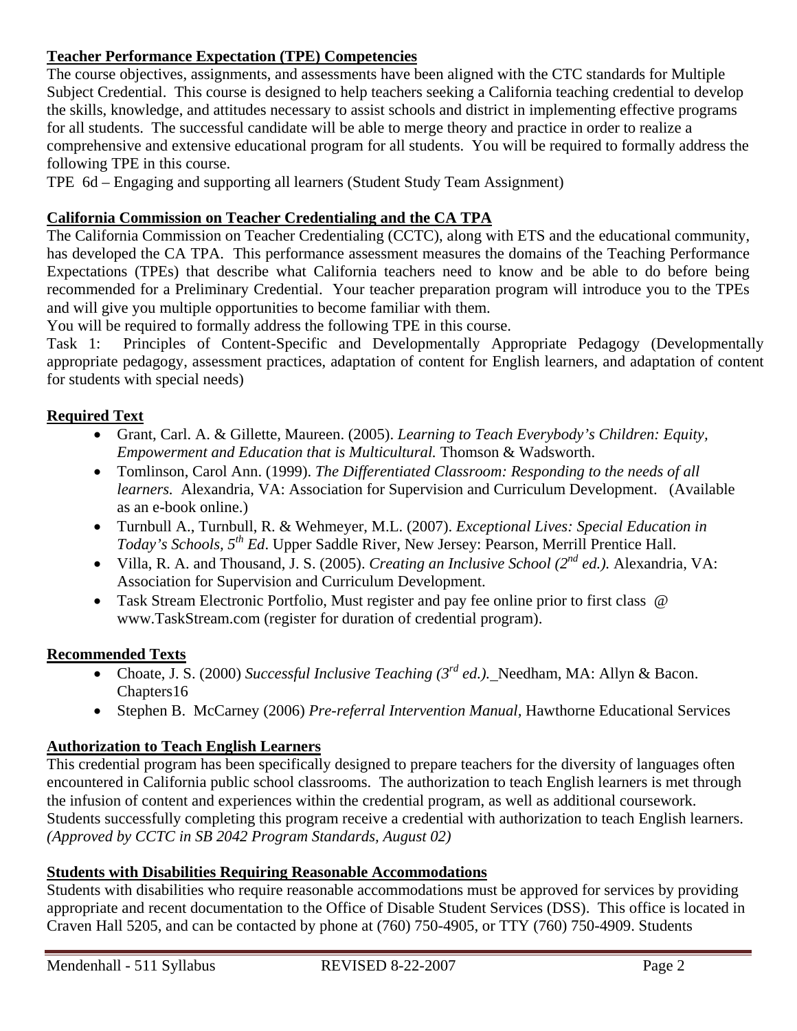**Teacher Performance Expectation (TPE) Competencies**

The course objectives, assignments, and assessments have been aligned with the CTC standards for Multiple Subject Credential. This course is designed to help teachers seeking a California teaching credential to develop the skills, knowledge, and attitudes necessary to assist schools and district in implementing effective programs for all students. The successful candidate will be able to merge theory and practice in order to realize a comprehensive and extensive educational program for all students. You will be required to formally address the following TPE in this course.

TPE 6d – Engaging and supporting all learners (Student Study Team Assignment)

**California Commission on Teacher Credentialing and the CA TPA**

The California Commission on Teacher Credentialing (CCTC), along with ETS and the educational community, has developed the CA TPA. This performance assessment measures the domains of the Teaching Performance Expectations (TPEs) that describe what California teachers need to know and be able to do before being recommended for a Preliminary Credential. Your teacher preparation program will introduce you to the TPEs and will give you multiple opportunities to become familiar with them.

You will be required to formally address the following TPE in this course.

Task 1: Principles of Content-Specific and Developmentally Appropriate Pedagogy (Developmentally appropriate pedagogy, assessment practices, adaptation of content for English learners, and adaptation of content for students with special needs)

**Required Text**

- Grant, Carl. A. & Gillette, Maureen. (2005). *Learning to Teach Everybody's Children: Equity, Empowerment and Education that is Multicultural.* Thomson & Wadsworth.
- Tomlinson, Carol Ann. (1999). *The Differentiated Classroom: Responding to the needs of all learners.* Alexandria, VA: Association for Supervision and Curriculum Development. (Available as an e-book online.)
- Turnbull A., Turnbull, R. & Wehmeyer, M.L. (2007). *Exceptional Lives: Special Education in Today's Schools, 5th Ed*. Upper Saddle River, New Jersey: Pearson, Merrill Prentice Hall.
- Villa, R. A. and Thousand, J. S. (2005). *Creating an Inclusive School (2nd ed.).* Alexandria, VA: Association for Supervision and Curriculum Development.
- Task Stream Electronic Portfolio, Must register and pay fee online prior to first class @ www.TaskStream.com (register for duration of credential program).

**Recommended Texts**

- Choate, J. S. (2000) *Successful Inclusive Teaching (3rd ed.).* Needham, MA: Allyn & Bacon. Chapters16
- Stephen B. McCarney (2006) *Pre-referral Intervention Manual,* Hawthorne Educational Services

**Authorization to Teach English Learners**

This credential program has been specifically designed to prepare teachers for the diversity of languages often encountered in California public school classrooms. The authorization to teach English learners is met through the infusion of content and experiences within the credential program, as well as additional coursework. Students successfully completing this program receive a credential with authorization to teach English learners. *(Approved by CCTC in SB 2042 Program Standards, August 02)*

**Students with Disabilities Requiring Reasonable Accommodations**

Students with disabilities who require reasonable accommodations must be approved for services by providing appropriate and recent documentation to the Office of Disable Student Services (DSS). This office is located in Craven Hall 5205, and can be contacted by phone at (760) 750-4905, or TTY (760) 750-4909. Students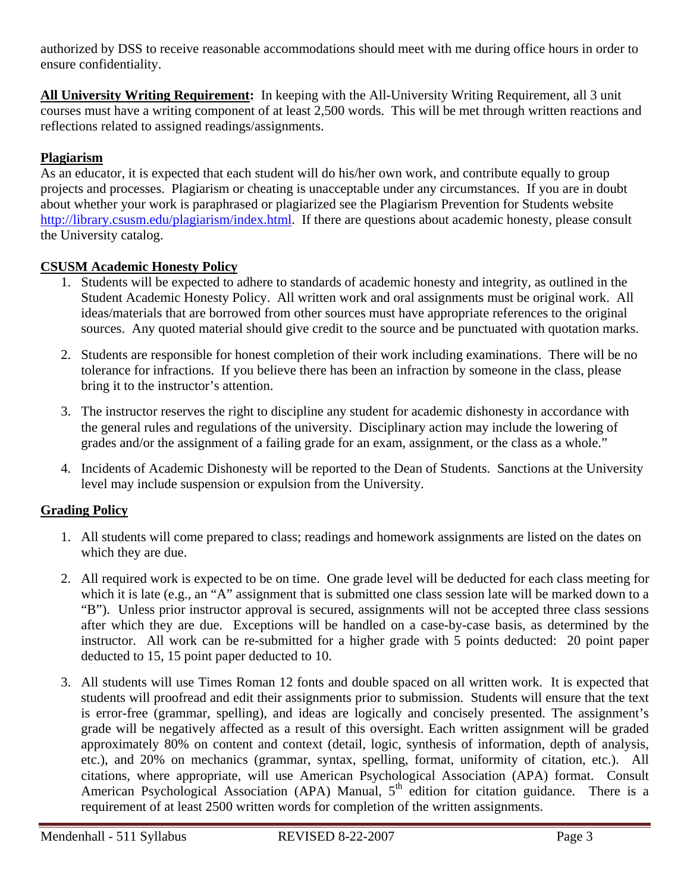authorized by DSS to receive reasonable accommodations should meet with me during office hours in order to ensure confidentiality.

**All University Writing Requirement:** In keeping with the All-University Writing Requirement, all 3 unit courses must have a writing component of at least 2,500 words. This will be met through written reactions and reflections related to assigned readings/assignments.

**Plagiarism**

As an educator, it is expected that each student will do his/her own work, and contribute equally to group projects and processes. Plagiarism or cheating is unacceptable under any circumstances. If you are in doubt about whether your work is paraphrased or plagiarized see the Plagiarism Prevention for Students website http://library.csusm.edu/plagiarism/index.html. If there are questions about academic honesty, please consult the University catalog.

**CSUSM Academic Honesty Policy**

1. Students will be expected to adhere to standards of academic honesty and integrity, as outlined in the Student Academic Honesty Policy. All written work and oral assignments must be original work. All ideas/materials that are borrowed from other sources must have appropriate references to the original sources. Any quoted material should give credit to the source and be punctuated with quotation marks.

2. Students are responsible for honest completion of their work including examinations. There will be no tolerance for infractions. If you believe there has been an infraction by someone in the class, please bring it to the instructor's attention.

3. The instructor reserves the right to discipline any student for academic dishonesty in accordance with the general rules and regulations of the university. Disciplinary action may include the lowering of grades and/or the assignment of a failing grade for an exam, assignment, or the class as a whole."

4. Incidents of Academic Dishonesty will be reported to the Dean of Students. Sanctions at the University level may include suspension or expulsion from the University.

**Grading Policy**

1. All students will come prepared to class; readings and homework assignments are listed on the dates on which they are due.

2. All required work is expected to be on time. One grade level will be deducted for each class meeting for which it is late (e.g., an "A" assignment that is submitted one class session late will be marked down to a "B"). Unless prior instructor approval is secured, assignments will not be accepted three class sessions after which they are due. Exceptions will be handled on a case-by-case basis, as determined by the instructor. All work can be re-submitted for a higher grade with 5 points deducted: 20 point paper deducted to 15, 15 point paper deducted to 10.

3. All students will use Times Roman 12 fonts and double spaced on all written work. It is expected that students will proofread and edit their assignments prior to submission. Students will ensure that the text is error-free (grammar, spelling), and ideas are logically and concisely presented. The assignment's grade will be negatively affected as a result of this oversight. Each written assignment will be graded approximately 80% on content and context (detail, logic, synthesis of information, depth of analysis, etc.), and 20% on mechanics (grammar, syntax, spelling, format, uniformity of citation, etc.). All citations, where appropriate, will use American Psychological Association (APA) format. Consult American Psychological Association (APA) Manual, 5th edition for citation guidance. There is a requirement of at least 2500 written words for completion of the written assignments.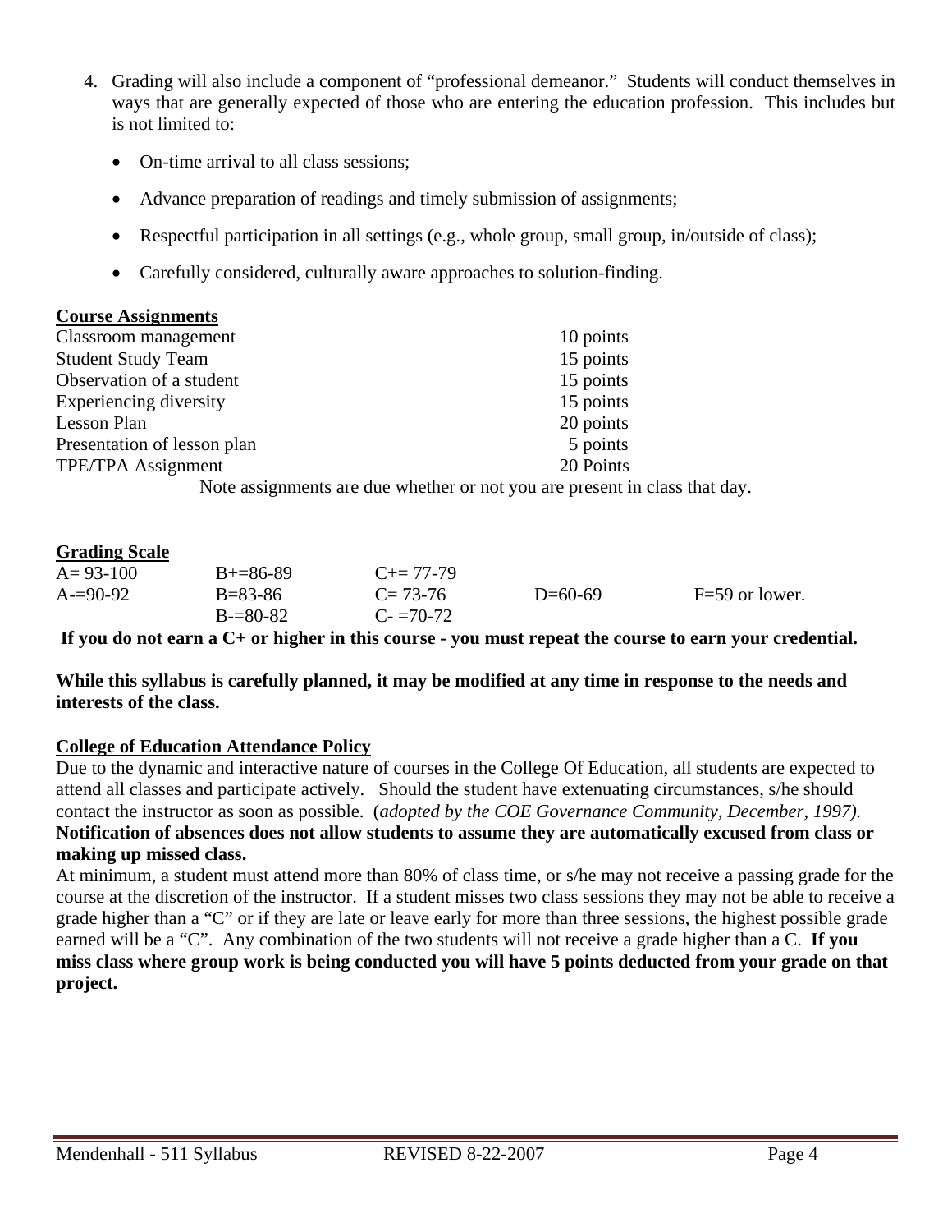4. Grading will also include a component of "professional demeanor." Students will conduct themselves in ways that are generally expected of those who are entering the education profession. This includes but is not limited to:

   - On-time arrival to all class sessions;
   - Advance preparation of readings and timely submission of assignments;
   - Respectful participation in all settings (e.g., whole group, small group, in/outside of class);
   - Carefully considered, culturally aware approaches to solution-finding.

**Course Assignments**

| | |
|---|---|
| Classroom management | 10 points |
| Student Study Team | 15 points |
| Observation of a student | 15 points |
| Experiencing diversity | 15 points |
| Lesson Plan | 20 points |
| Presentation of lesson plan | 5 points |
| TPE/TPA Assignment | 20 Points |

Note assignments are due whether or not you are present in class that day.

**Grading Scale**

| | | | | |
|---|---|---|---|---|
| A= 93-100 | B+=86-89 | C+= 77-79 | | |
| A-=90-92 | B=83-86 | C= 73-76 | D=60-69 | F=59 or lower. |
| | B-=80-82 | C- =70-72 | | |

**If you do not earn a C+ or higher in this course - you must repeat the course to earn your credential.**

**While this syllabus is carefully planned, it may be modified at any time in response to the needs and interests of the class.**

**College of Education Attendance Policy**

Due to the dynamic and interactive nature of courses in the College Of Education, all students are expected to attend all classes and participate actively. Should the student have extenuating circumstances, s/he should contact the instructor as soon as possible. (*adopted by the COE Governance Community, December, 1997).* **Notification of absences does not allow students to assume they are automatically excused from class or making up missed class.**

At minimum, a student must attend more than 80% of class time, or s/he may not receive a passing grade for the course at the discretion of the instructor. If a student misses two class sessions they may not be able to receive a grade higher than a "C" or if they are late or leave early for more than three sessions, the highest possible grade earned will be a "C". Any combination of the two students will not receive a grade higher than a C. **If you miss class where group work is being conducted you will have 5 points deducted from your grade on that project.**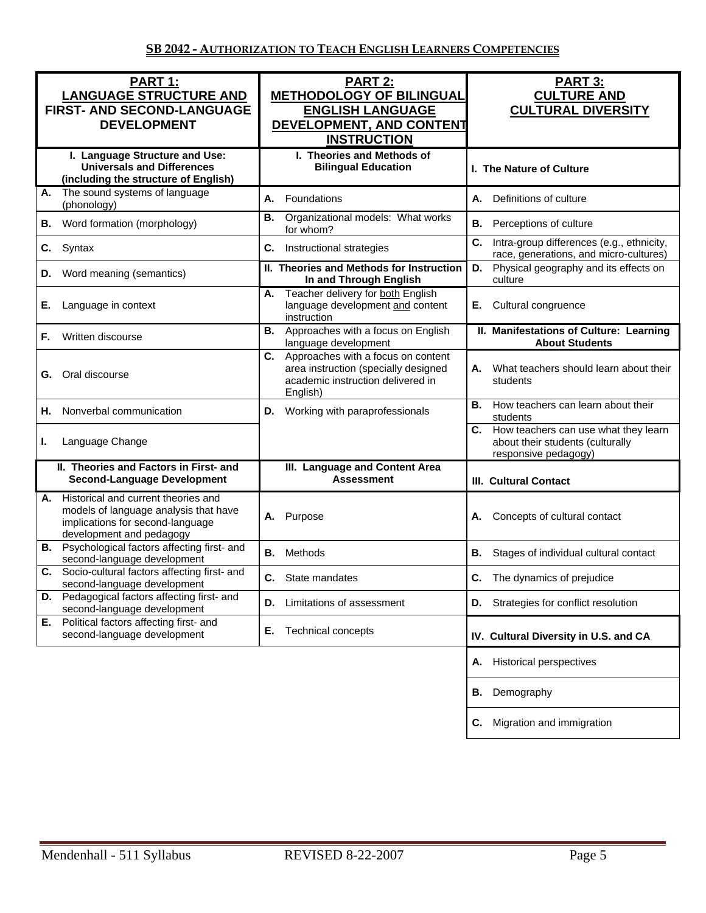## SB 2042 - AUTHORIZATION TO TEACH ENGLISH LEARNERS COMPETENCIES

| PART 1: LANGUAGE STRUCTURE AND FIRST- AND SECOND-LANGUAGE DEVELOPMENT | PART 2: METHODOLOGY OF BILINGUAL ENGLISH LANGUAGE DEVELOPMENT, AND CONTENT INSTRUCTION | PART 3: CULTURE AND CULTURAL DIVERSITY |
|---|---|---|
| **I. Language Structure and Use: Universals and Differences (including the structure of English)** | **I. Theories and Methods of Bilingual Education** | **I. The Nature of Culture** |
| **A.** The sound systems of language (phonology) | **A.** Foundations | **A.** Definitions of culture |
| **B.** Word formation (morphology) | **B.** Organizational models: What works for whom? | **B.** Perceptions of culture |
| **C.** Syntax | **C.** Instructional strategies | **C.** Intra-group differences (e.g., ethnicity, race, generations, and micro-cultures) |
| **D.** Word meaning (semantics) | **II. Theories and Methods for Instruction In and Through English** | **D.** Physical geography and its effects on culture |
| **E.** Language in context | **A.** Teacher delivery for both English language development and content instruction | **E.** Cultural congruence |
| **F.** Written discourse | **B.** Approaches with a focus on English language development | **II. Manifestations of Culture: Learning About Students** |
| **G.** Oral discourse | **C.** Approaches with a focus on content area instruction (specially designed academic instruction delivered in English) | **A.** What teachers should learn about their students |
| **H.** Nonverbal communication | **D.** Working with paraprofessionals | **B.** How teachers can learn about their students |
| **I.** Language Change | | **C.** How teachers can use what they learn about their students (culturally responsive pedagogy) |
| **II. Theories and Factors in First- and Second-Language Development** | **III. Language and Content Area Assessment** | **III. Cultural Contact** |
| **A.** Historical and current theories and models of language analysis that have implications for second-language development and pedagogy | **A.** Purpose | **A.** Concepts of cultural contact |
| **B.** Psychological factors affecting first- and second-language development | **B.** Methods | **B.** Stages of individual cultural contact |
| **C.** Socio-cultural factors affecting first- and second-language development | **C.** State mandates | **C.** The dynamics of prejudice |
| **D.** Pedagogical factors affecting first- and second-language development | **D.** Limitations of assessment | **D.** Strategies for conflict resolution |
| **E.** Political factors affecting first- and second-language development | **E.** Technical concepts | **IV. Cultural Diversity in U.S. and CA** |
| | | **A.** Historical perspectives |
| | | **B.** Demography |
| | | **C.** Migration and immigration |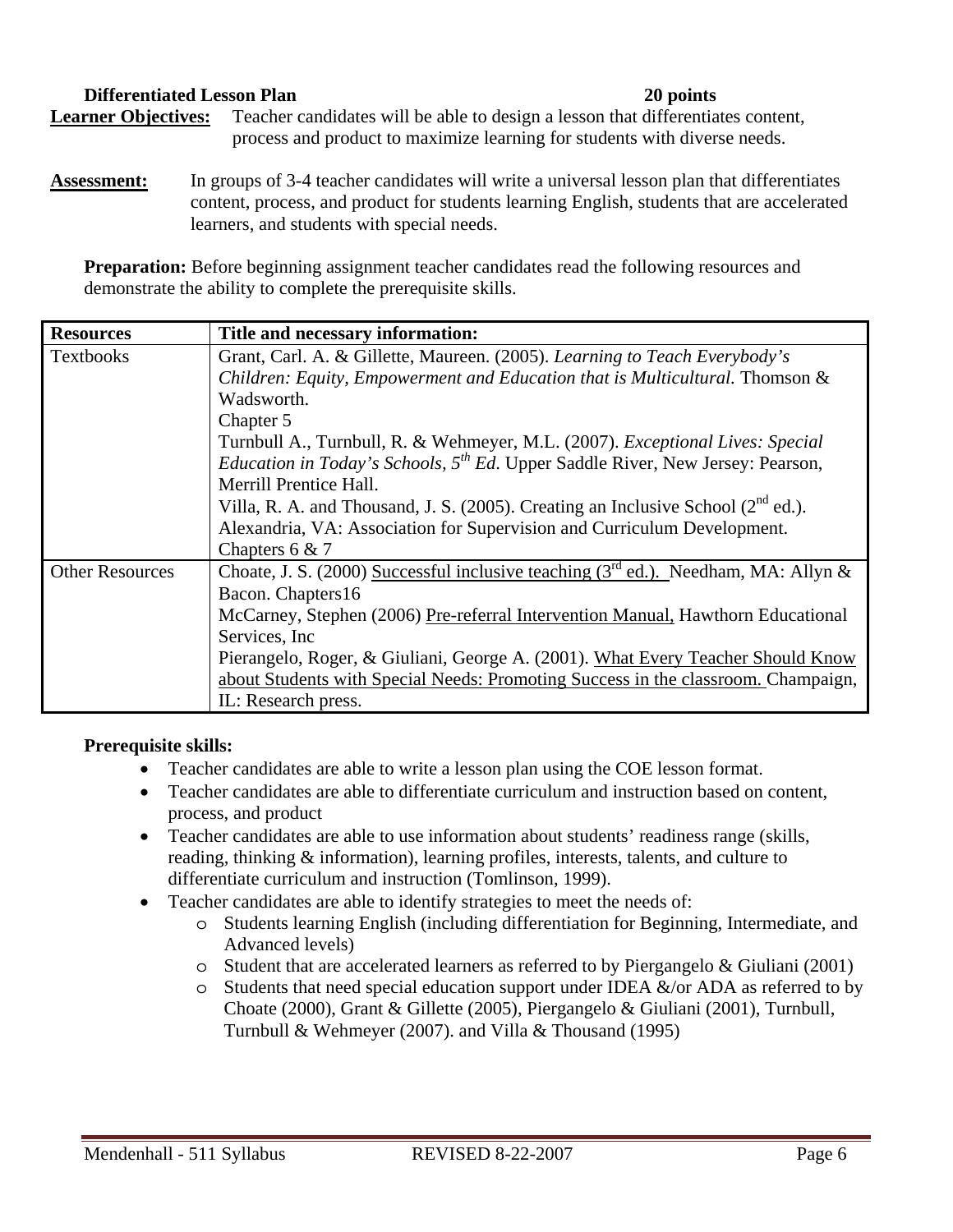**Differentiated Lesson Plan** **20 points**

**Learner Objectives:** Teacher candidates will be able to design a lesson that differentiates content, process and product to maximize learning for students with diverse needs.

**Assessment:** In groups of 3-4 teacher candidates will write a universal lesson plan that differentiates content, process, and product for students learning English, students that are accelerated learners, and students with special needs.

**Preparation:** Before beginning assignment teacher candidates read the following resources and demonstrate the ability to complete the prerequisite skills.

| Resources | Title and necessary information: |
| --- | --- |
| Textbooks | Grant, Carl. A. & Gillette, Maureen. (2005). *Learning to Teach Everybody's Children: Equity, Empowerment and Education that is Multicultural.* Thomson & Wadsworth.<br>Chapter 5<br>Turnbull A., Turnbull, R. & Wehmeyer, M.L. (2007). *Exceptional Lives: Special Education in Today's Schools, 5th Ed*. Upper Saddle River, New Jersey: Pearson, Merrill Prentice Hall.<br>Villa, R. A. and Thousand, J. S. (2005). Creating an Inclusive School (2nd ed.). Alexandria, VA: Association for Supervision and Curriculum Development.<br>Chapters 6 & 7 |
| Other Resources | Choate, J. S. (2000) <u>Successful inclusive teaching (3rd ed.).</u> Needham, MA: Allyn & Bacon. Chapters16<br>McCarney, Stephen (2006) <u>Pre-referral Intervention Manual,</u> Hawthorn Educational Services, Inc<br>Pierangelo, Roger, & Giuliani, George A. (2001). <u>What Every Teacher Should Know about Students with Special Needs: Promoting Success in the classroom.</u> Champaign, IL: Research press. |

**Prerequisite skills:**

- Teacher candidates are able to write a lesson plan using the COE lesson format.
- Teacher candidates are able to differentiate curriculum and instruction based on content, process, and product
- Teacher candidates are able to use information about students' readiness range (skills, reading, thinking & information), learning profiles, interests, talents, and culture to differentiate curriculum and instruction (Tomlinson, 1999).
- Teacher candidates are able to identify strategies to meet the needs of:
  - Students learning English (including differentiation for Beginning, Intermediate, and Advanced levels)
  - Student that are accelerated learners as referred to by Piergangelo & Giuliani (2001)
  - Students that need special education support under IDEA &/or ADA as referred to by Choate (2000), Grant & Gillette (2005), Piergangelo & Giuliani (2001), Turnbull, Turnbull & Wehmeyer (2007). and Villa & Thousand (1995)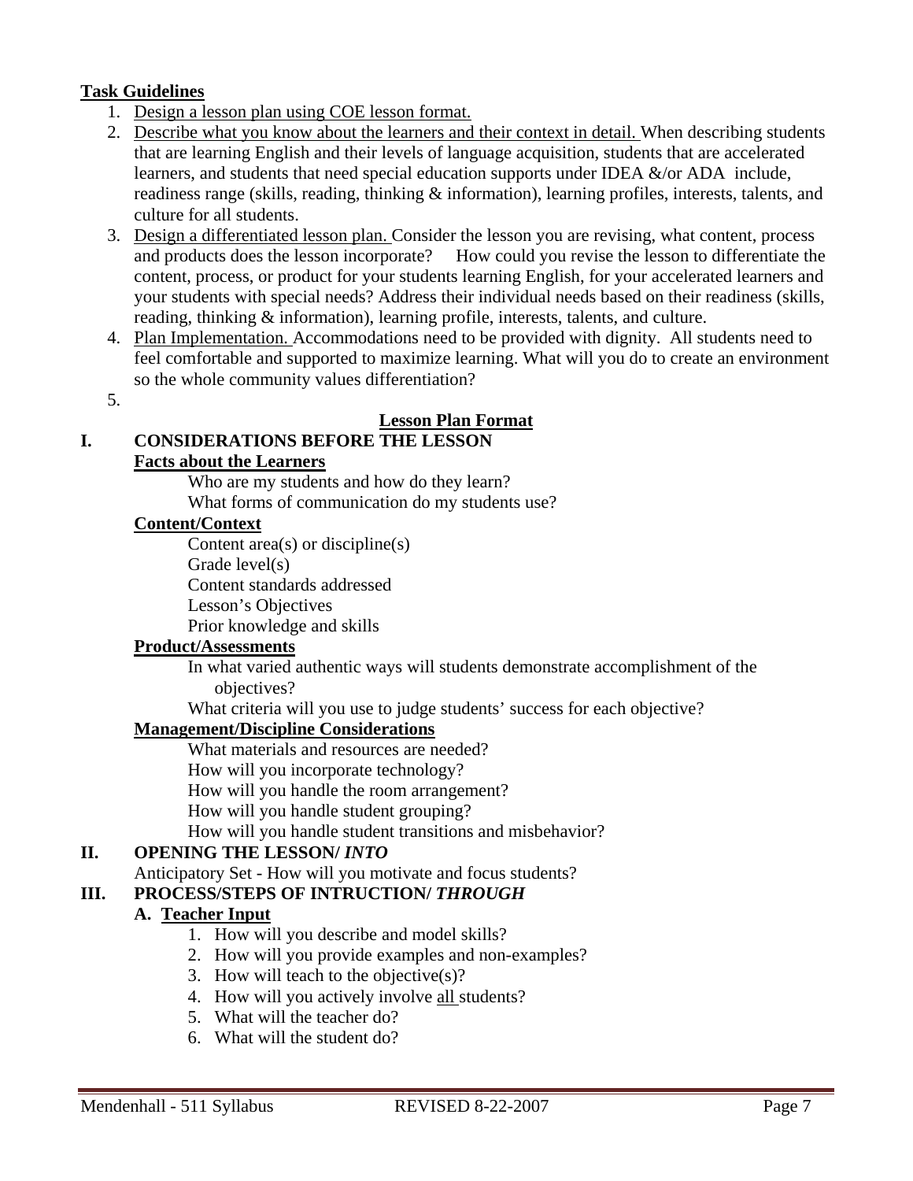**Task Guidelines**

1. Design a lesson plan using COE lesson format.
2. Describe what you know about the learners and their context in detail. When describing students that are learning English and their levels of language acquisition, students that are accelerated learners, and students that need special education supports under IDEA &/or ADA include, readiness range (skills, reading, thinking & information), learning profiles, interests, talents, and culture for all students.
3. Design a differentiated lesson plan. Consider the lesson you are revising, what content, process and products does the lesson incorporate? How could you revise the lesson to differentiate the content, process, or product for your students learning English, for your accelerated learners and your students with special needs? Address their individual needs based on their readiness (skills, reading, thinking & information), learning profile, interests, talents, and culture.
4. Plan Implementation. Accommodations need to be provided with dignity. All students need to feel comfortable and supported to maximize learning. What will you do to create an environment so the whole community values differentiation?
5.

**Lesson Plan Format**

**I. CONSIDERATIONS BEFORE THE LESSON**

**Facts about the Learners**

Who are my students and how do they learn?
What forms of communication do my students use?

**Content/Context**

Content area(s) or discipline(s)
Grade level(s)
Content standards addressed
Lesson's Objectives
Prior knowledge and skills

**Product/Assessments**

In what varied authentic ways will students demonstrate accomplishment of the objectives?
What criteria will you use to judge students' success for each objective?

**Management/Discipline Considerations**

What materials and resources are needed?
How will you incorporate technology?
How will you handle the room arrangement?
How will you handle student grouping?
How will you handle student transitions and misbehavior?

**II. OPENING THE LESSON/ *INTO***

Anticipatory Set - How will you motivate and focus students?

**III. PROCESS/STEPS OF INTRUCTION/ *THROUGH***

**A. Teacher Input**

1. How will you describe and model skills?
2. How will you provide examples and non-examples?
3. How will teach to the objective(s)?
4. How will you actively involve all students?
5. What will the teacher do?
6. What will the student do?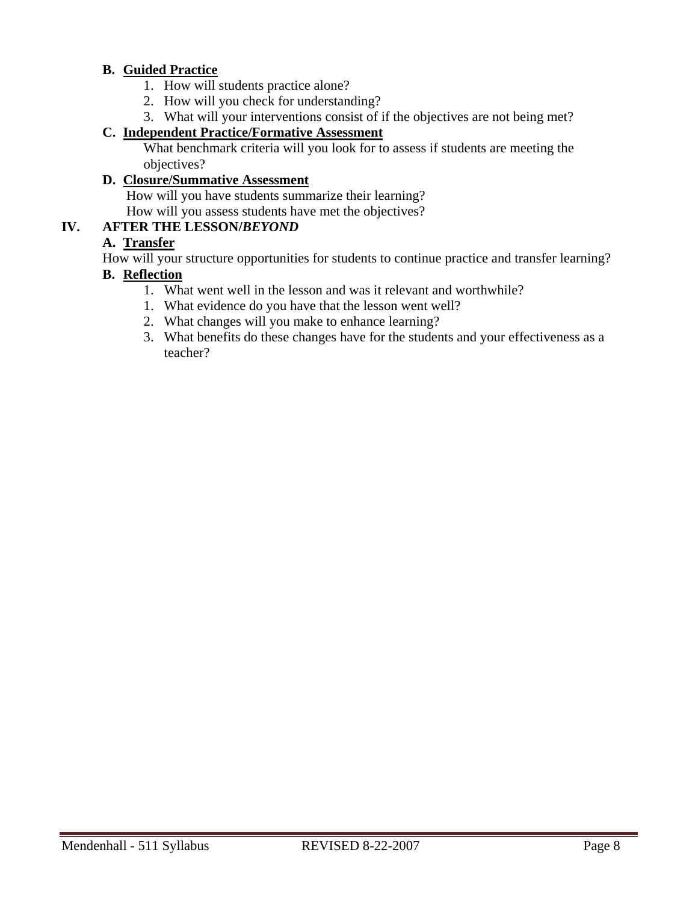**B. <u>Guided Practice</u>**

1. How will students practice alone?
2. How will you check for understanding?
3. What will your interventions consist of if the objectives are not being met?

**C. <u>Independent Practice/Formative Assessment</u>**

What benchmark criteria will you look for to assess if students are meeting the objectives?

**D. <u>Closure/Summative Assessment</u>**

How will you have students summarize their learning?
How will you assess students have met the objectives?

**IV. AFTER THE LESSON/*BEYOND***

**A. <u>Transfer</u>**

How will your structure opportunities for students to continue practice and transfer learning?

**B. <u>Reflection</u>**

1. What went well in the lesson and was it relevant and worthwhile?
1. What evidence do you have that the lesson went well?
2. What changes will you make to enhance learning?
3. What benefits do these changes have for the students and your effectiveness as a teacher?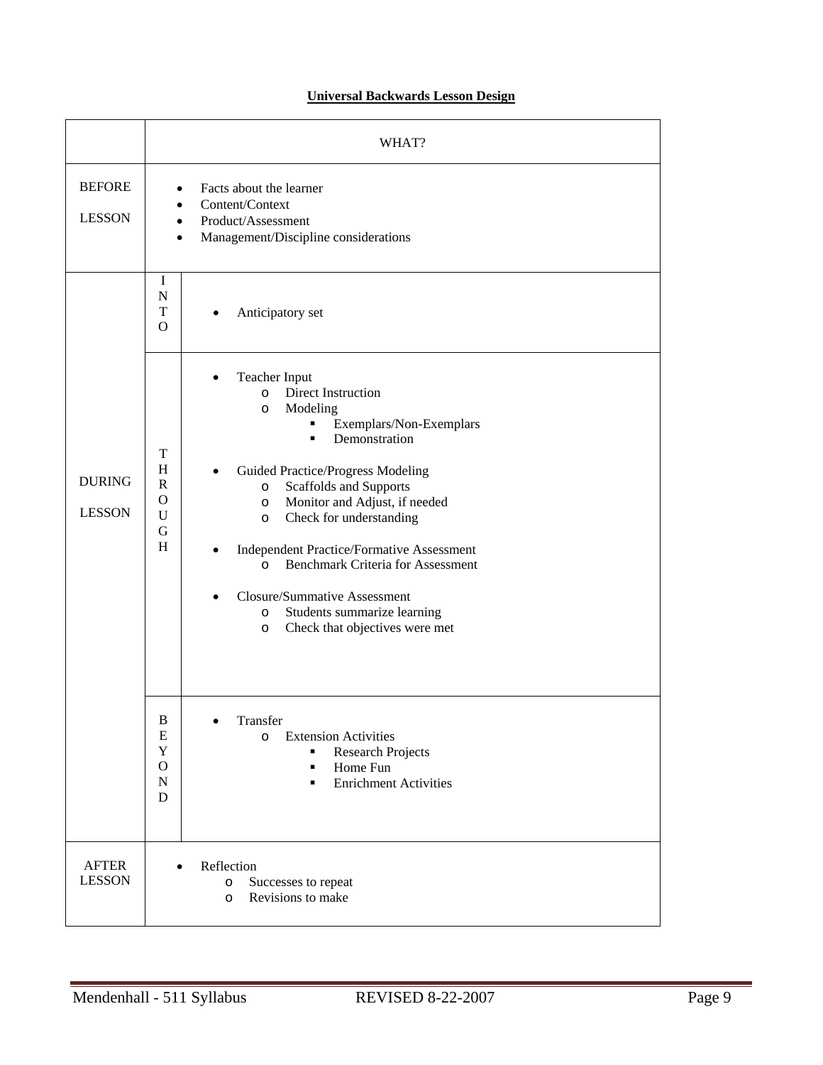**Universal Backwards Lesson Design**

| | | WHAT? |
|---|---|---|
| BEFORE LESSON | | • Facts about the learner<br>• Content/Context<br>• Product/Assessment<br>• Management/Discipline considerations |
| DURING LESSON | INTO | • Anticipatory set |
| | THROUGH | • Teacher Input<br>  o Direct Instruction<br>  o Modeling<br>    ▪ Exemplars/Non-Exemplars<br>    ▪ Demonstration<br>• Guided Practice/Progress Modeling<br>  o Scaffolds and Supports<br>  o Monitor and Adjust, if needed<br>  o Check for understanding<br>• Independent Practice/Formative Assessment<br>  o Benchmark Criteria for Assessment<br>• Closure/Summative Assessment<br>  o Students summarize learning<br>  o Check that objectives were met |
| | BEYOND | • Transfer<br>  o Extension Activities<br>    ▪ Research Projects<br>    ▪ Home Fun<br>    ▪ Enrichment Activities |
| AFTER LESSON | | • Reflection<br>  o Successes to repeat<br>  o Revisions to make |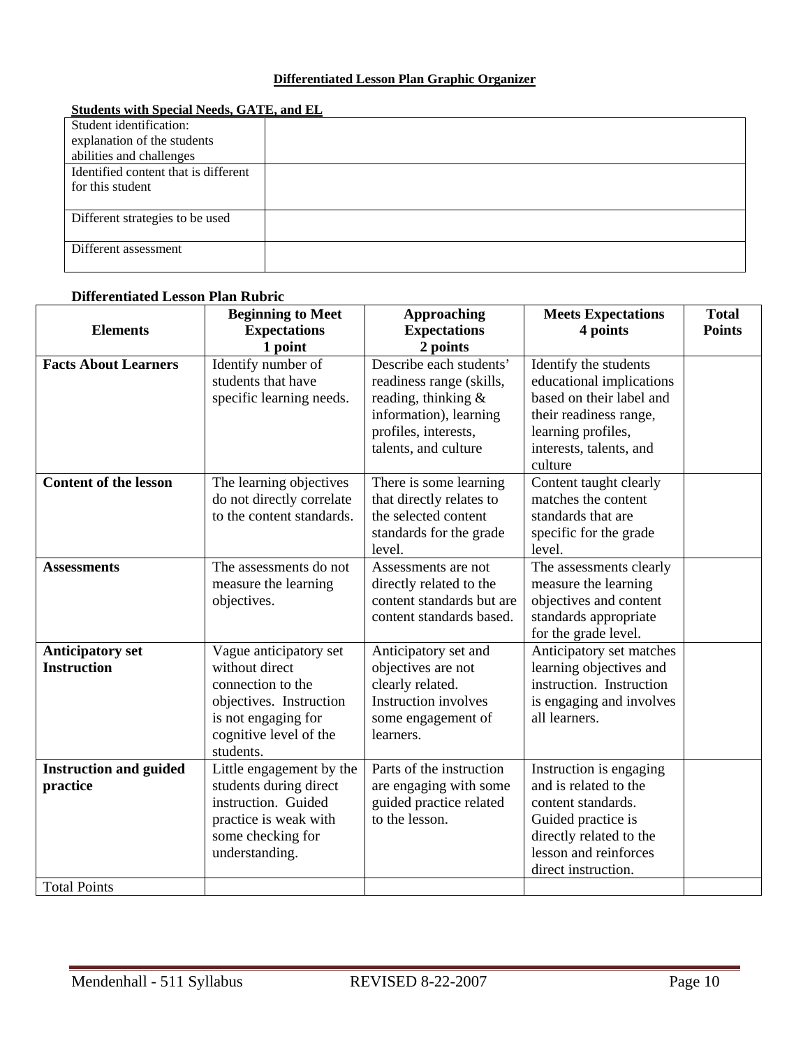**Differentiated Lesson Plan Graphic Organizer**

**Students with Special Needs, GATE, and EL**

| | |
|---|---|
| Student identification: explanation of the students abilities and challenges | |
| Identified content that is different for this student | |
| Different strategies to be used | |
| Different assessment | |

**Differentiated Lesson Plan Rubric**

| Elements | Beginning to Meet Expectations 1 point | Approaching Expectations 2 points | Meets Expectations 4 points | Total Points |
|---|---|---|---|---|
| **Facts About Learners** | Identify number of students that have specific learning needs. | Describe each students' readiness range (skills, reading, thinking & information), learning profiles, interests, talents, and culture | Identify the students educational implications based on their label and their readiness range, learning profiles, interests, talents, and culture | |
| **Content of the lesson** | The learning objectives do not directly correlate to the content standards. | There is some learning that directly relates to the selected content standards for the grade level. | Content taught clearly matches the content standards that are specific for the grade level. | |
| **Assessments** | The assessments do not measure the learning objectives. | Assessments are not directly related to the content standards but are content standards based. | The assessments clearly measure the learning objectives and content standards appropriate for the grade level. | |
| **Anticipatory set Instruction** | Vague anticipatory set without direct connection to the objectives. Instruction is not engaging for cognitive level of the students. | Anticipatory set and objectives are not clearly related. Instruction involves some engagement of learners. | Anticipatory set matches learning objectives and instruction. Instruction is engaging and involves all learners. | |
| **Instruction and guided practice** | Little engagement by the students during direct instruction. Guided practice is weak with some checking for understanding. | Parts of the instruction are engaging with some guided practice related to the lesson. | Instruction is engaging and is related to the content standards. Guided practice is directly related to the lesson and reinforces direct instruction. | |
| Total Points | | | | |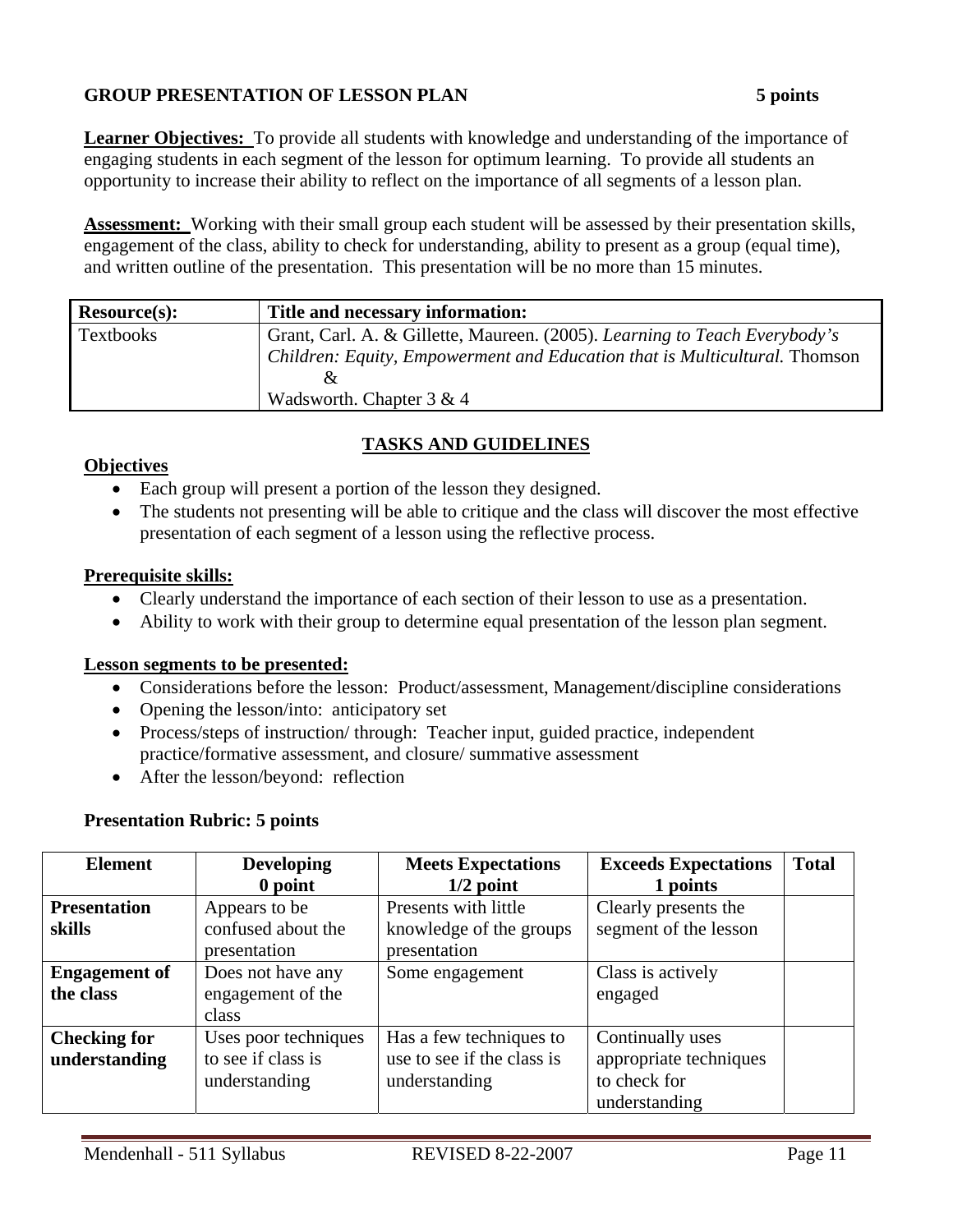**GROUP PRESENTATION OF LESSON PLAN 5 points**

**Learner Objectives:** To provide all students with knowledge and understanding of the importance of engaging students in each segment of the lesson for optimum learning. To provide all students an opportunity to increase their ability to reflect on the importance of all segments of a lesson plan.

**Assessment:** Working with their small group each student will be assessed by their presentation skills, engagement of the class, ability to check for understanding, ability to present as a group (equal time), and written outline of the presentation. This presentation will be no more than 15 minutes.

| **Resource(s):** | **Title and necessary information:** |
|---|---|
| Textbooks | Grant, Carl. A. & Gillette, Maureen. (2005). *Learning to Teach Everybody's Children: Equity, Empowerment and Education that is Multicultural.* Thomson & Wadsworth. Chapter 3 & 4 |

## TASKS AND GUIDELINES

**Objectives**

- Each group will present a portion of the lesson they designed.
- The students not presenting will be able to critique and the class will discover the most effective presentation of each segment of a lesson using the reflective process.

**Prerequisite skills:**

- Clearly understand the importance of each section of their lesson to use as a presentation.
- Ability to work with their group to determine equal presentation of the lesson plan segment.

**Lesson segments to be presented:**

- Considerations before the lesson: Product/assessment, Management/discipline considerations
- Opening the lesson/into: anticipatory set
- Process/steps of instruction/ through: Teacher input, guided practice, independent practice/formative assessment, and closure/ summative assessment
- After the lesson/beyond: reflection

**Presentation Rubric: 5 points**

| **Element** | **Developing 0 point** | **Meets Expectations 1/2 point** | **Exceeds Expectations 1 points** | **Total** |
|---|---|---|---|---|
| **Presentation skills** | Appears to be confused about the presentation | Presents with little knowledge of the groups presentation | Clearly presents the segment of the lesson | |
| **Engagement of the class** | Does not have any engagement of the class | Some engagement | Class is actively engaged | |
| **Checking for understanding** | Uses poor techniques to see if class is understanding | Has a few techniques to use to see if the class is understanding | Continually uses appropriate techniques to check for understanding | |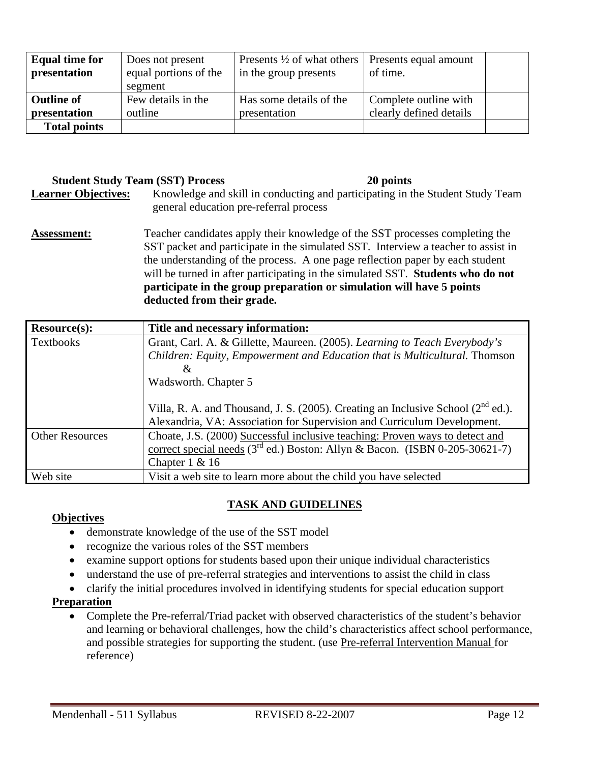| **Equal time for presentation** | Does not present equal portions of the segment | Presents ½ of what others in the group presents | Presents equal amount of time. | |
|---|---|---|---|---|
| **Outline of presentation** | Few details in the outline | Has some details of the presentation | Complete outline with clearly defined details | |
| **Total points** | | | | |

**Student Study Team (SST) Process** **20 points**

**Learner Objectives:** Knowledge and skill in conducting and participating in the Student Study Team general education pre-referral process

**Assessment:** Teacher candidates apply their knowledge of the SST processes completing the SST packet and participate in the simulated SST. Interview a teacher to assist in the understanding of the process. A one page reflection paper by each student will be turned in after participating in the simulated SST. **Students who do not participate in the group preparation or simulation will have 5 points deducted from their grade.**

| **Resource(s):** | **Title and necessary information:** |
|---|---|
| Textbooks | Grant, Carl. A. & Gillette, Maureen. (2005). *Learning to Teach Everybody's Children: Equity, Empowerment and Education that is Multicultural.* Thomson & Wadsworth. Chapter 5<br><br>Villa, R. A. and Thousand, J. S. (2005). Creating an Inclusive School (2nd ed.). Alexandria, VA: Association for Supervision and Curriculum Development. |
| Other Resources | Choate, J.S. (2000) Successful inclusive teaching: Proven ways to detect and correct special needs (3rd ed.) Boston: Allyn & Bacon. (ISBN 0-205-30621-7) Chapter 1 & 16 |
| Web site | Visit a web site to learn more about the child you have selected |

## TASK AND GUIDELINES

**Objectives**

- demonstrate knowledge of the use of the SST model
- recognize the various roles of the SST members
- examine support options for students based upon their unique individual characteristics
- understand the use of pre-referral strategies and interventions to assist the child in class
- clarify the initial procedures involved in identifying students for special education support

**Preparation**

- Complete the Pre-referral/Triad packet with observed characteristics of the student's behavior and learning or behavioral challenges, how the child's characteristics affect school performance, and possible strategies for supporting the student. (use Pre-referral Intervention Manual for reference)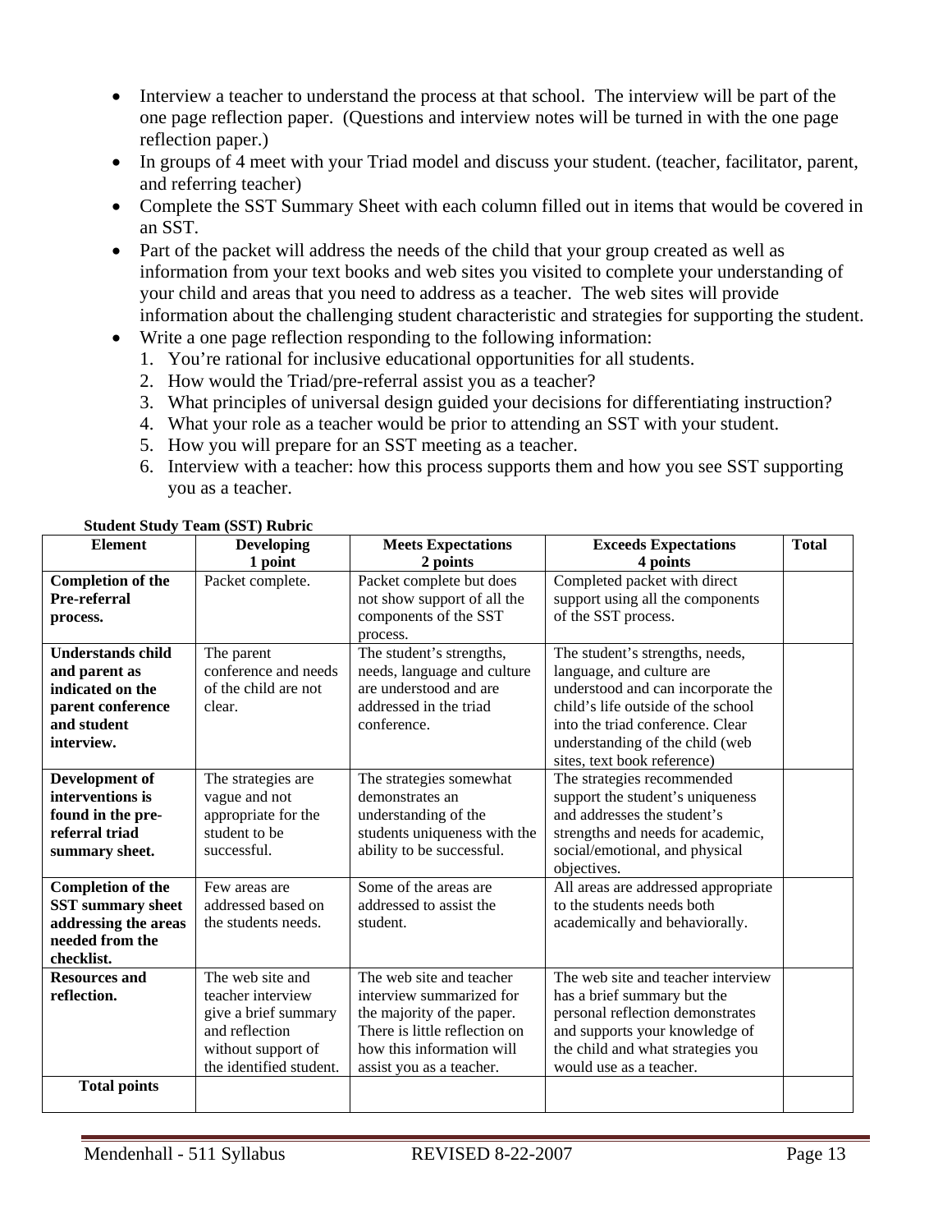- Interview a teacher to understand the process at that school. The interview will be part of the one page reflection paper. (Questions and interview notes will be turned in with the one page reflection paper.)
- In groups of 4 meet with your Triad model and discuss your student. (teacher, facilitator, parent, and referring teacher)
- Complete the SST Summary Sheet with each column filled out in items that would be covered in an SST.
- Part of the packet will address the needs of the child that your group created as well as information from your text books and web sites you visited to complete your understanding of your child and areas that you need to address as a teacher. The web sites will provide information about the challenging student characteristic and strategies for supporting the student.
- Write a one page reflection responding to the following information:
  1. You're rational for inclusive educational opportunities for all students.
  2. How would the Triad/pre-referral assist you as a teacher?
  3. What principles of universal design guided your decisions for differentiating instruction?
  4. What your role as a teacher would be prior to attending an SST with your student.
  5. How you will prepare for an SST meeting as a teacher.
  6. Interview with a teacher: how this process supports them and how you see SST supporting you as a teacher.

**Student Study Team (SST) Rubric**

| Element | Developing<br>1 point | Meets Expectations<br>2 points | Exceeds Expectations<br>4 points | Total |
|---|---|---|---|---|
| **Completion of the Pre-referral process.** | Packet complete. | Packet complete but does not show support of all the components of the SST process. | Completed packet with direct support using all the components of the SST process. | |
| **Understands child and parent as indicated on the parent conference and student interview.** | The parent conference and needs of the child are not clear. | The student's strengths, needs, language and culture are understood and are addressed in the triad conference. | The student's strengths, needs, language, and culture are understood and can incorporate the child's life outside of the school into the triad conference. Clear understanding of the child (web sites, text book reference) | |
| **Development of interventions is found in the pre-referral triad summary sheet.** | The strategies are vague and not appropriate for the student to be successful. | The strategies somewhat demonstrates an understanding of the students uniqueness with the ability to be successful. | The strategies recommended support the student's uniqueness and addresses the student's strengths and needs for academic, social/emotional, and physical objectives. | |
| **Completion of the SST summary sheet addressing the areas needed from the checklist.** | Few areas are addressed based on the students needs. | Some of the areas are addressed to assist the student. | All areas are addressed appropriate to the students needs both academically and behaviorally. | |
| **Resources and reflection.** | The web site and teacher interview give a brief summary and reflection without support of the identified student. | The web site and teacher interview summarized for the majority of the paper. There is little reflection on how this information will assist you as a teacher. | The web site and teacher interview has a brief summary but the personal reflection demonstrates and supports your knowledge of the child and what strategies you would use as a teacher. | |
| **Total points** | | | | |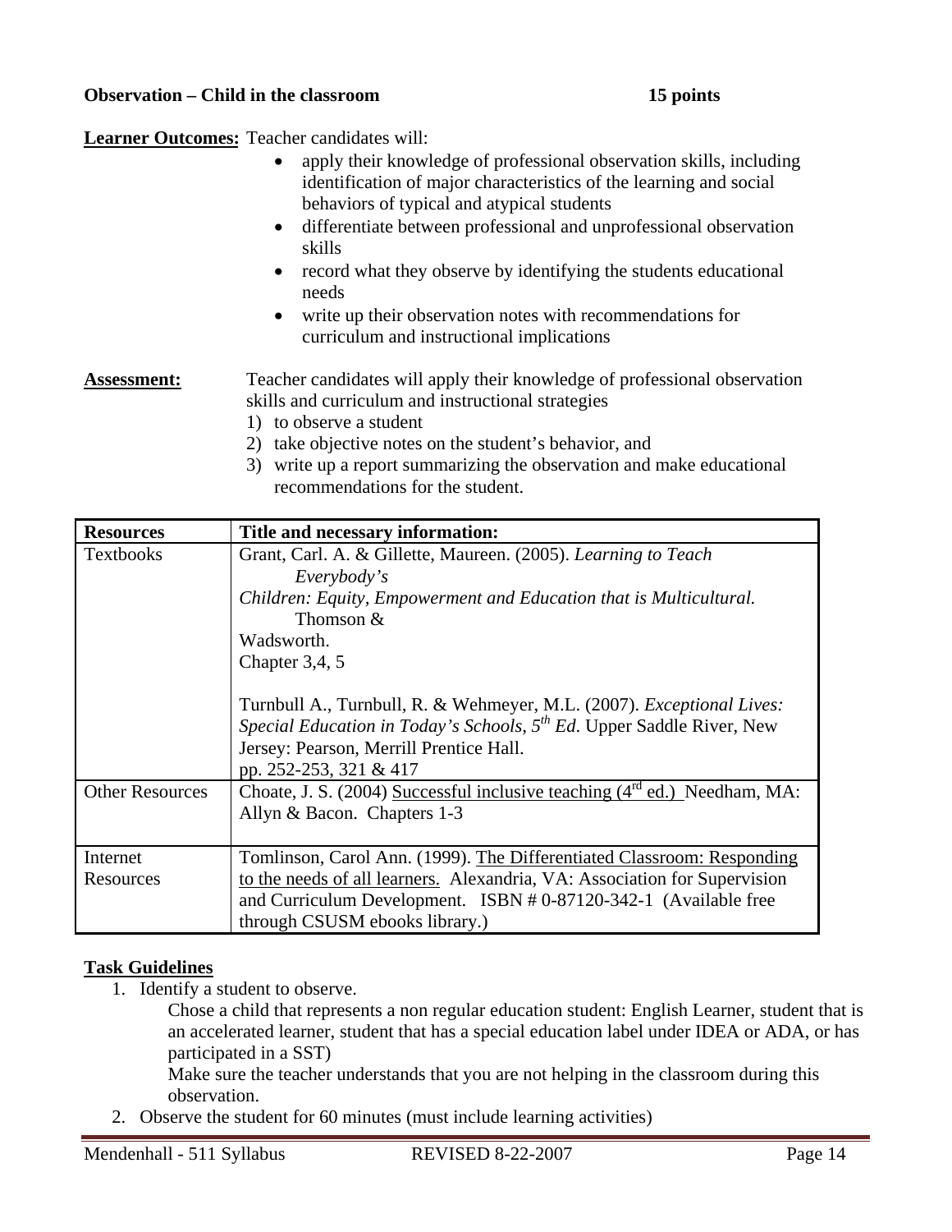**Observation – Child in the classroom** **15 points**

**Learner Outcomes:** Teacher candidates will:

- apply their knowledge of professional observation skills, including identification of major characteristics of the learning and social behaviors of typical and atypical students
- differentiate between professional and unprofessional observation skills
- record what they observe by identifying the students educational needs
- write up their observation notes with recommendations for curriculum and instructional implications

**Assessment:** Teacher candidates will apply their knowledge of professional observation skills and curriculum and instructional strategies

1) to observe a student
2) take objective notes on the student's behavior, and
3) write up a report summarizing the observation and make educational recommendations for the student.

| Resources | Title and necessary information: |
|---|---|
| Textbooks | Grant, Carl. A. & Gillette, Maureen. (2005). *Learning to Teach Everybody's Children: Equity, Empowerment and Education that is Multicultural.* Thomson & Wadsworth.<br>Chapter 3,4, 5<br><br>Turnbull A., Turnbull, R. & Wehmeyer, M.L. (2007). *Exceptional Lives: Special Education in Today's Schools, 5th Ed*. Upper Saddle River, New Jersey: Pearson, Merrill Prentice Hall.<br>pp. 252-253, 321 & 417 |
| Other Resources | Choate, J. S. (2004) Successful inclusive teaching (4rd ed.) Needham, MA: Allyn & Bacon. Chapters 1-3 |
| Internet Resources | Tomlinson, Carol Ann. (1999). The Differentiated Classroom: Responding to the needs of all learners. Alexandria, VA: Association for Supervision and Curriculum Development. ISBN # 0-87120-342-1 (Available free through CSUSM ebooks library.) |

**Task Guidelines**

1. Identify a student to observe.

   Chose a child that represents a non regular education student: English Learner, student that is an accelerated learner, student that has a special education label under IDEA or ADA, or has participated in a SST)

   Make sure the teacher understands that you are not helping in the classroom during this observation.

2. Observe the student for 60 minutes (must include learning activities)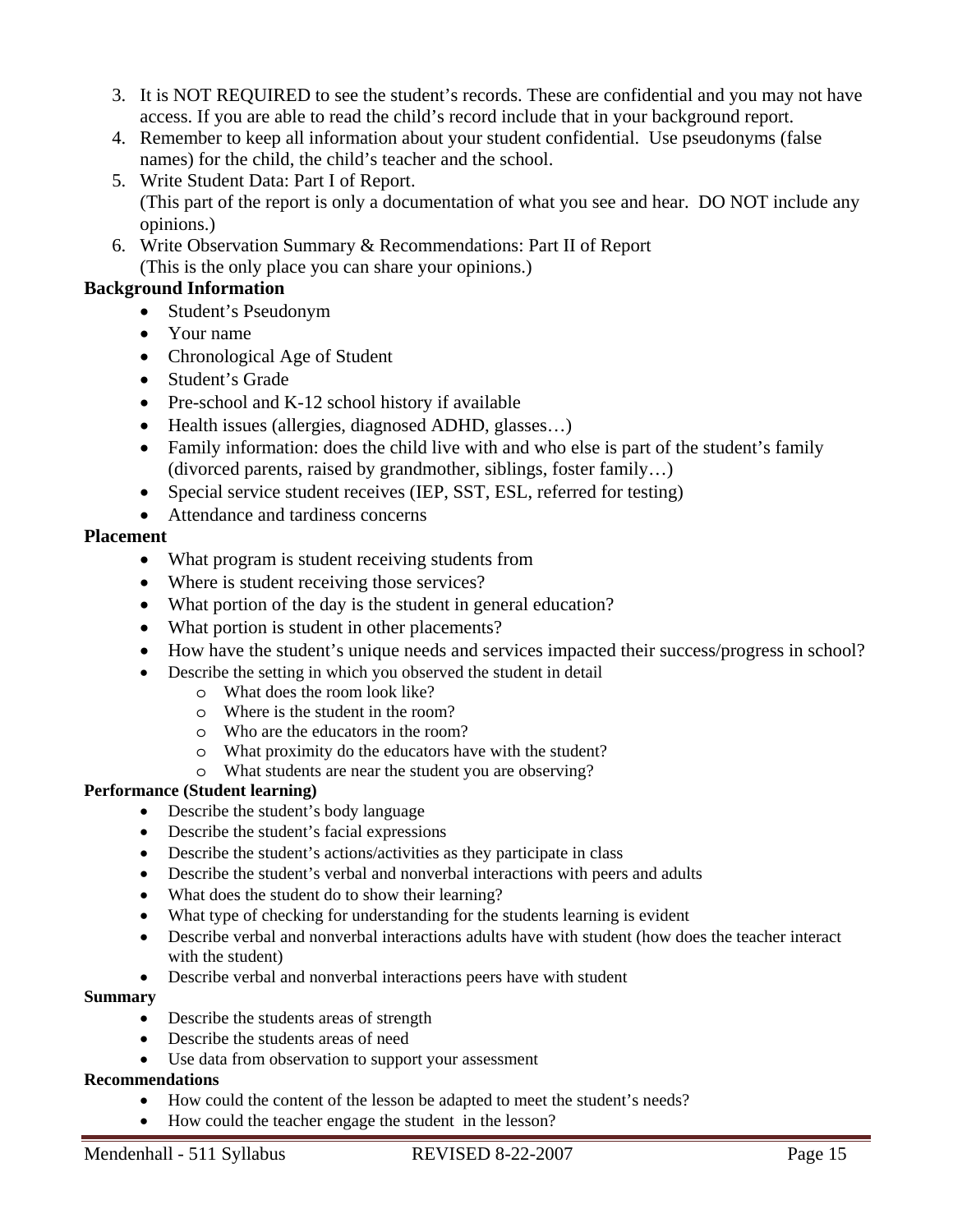3. It is NOT REQUIRED to see the student's records. These are confidential and you may not have access. If you are able to read the child's record include that in your background report.
4. Remember to keep all information about your student confidential. Use pseudonyms (false names) for the child, the child's teacher and the school.
5. Write Student Data: Part I of Report.
   (This part of the report is only a documentation of what you see and hear. DO NOT include any opinions.)
6. Write Observation Summary & Recommendations: Part II of Report
   (This is the only place you can share your opinions.)

**Background Information**

- Student's Pseudonym
- Your name
- Chronological Age of Student
- Student's Grade
- Pre-school and K-12 school history if available
- Health issues (allergies, diagnosed ADHD, glasses…)
- Family information: does the child live with and who else is part of the student's family (divorced parents, raised by grandmother, siblings, foster family…)
- Special service student receives (IEP, SST, ESL, referred for testing)
- Attendance and tardiness concerns

**Placement**

- What program is student receiving students from
- Where is student receiving those services?
- What portion of the day is the student in general education?
- What portion is student in other placements?
- How have the student's unique needs and services impacted their success/progress in school?
- Describe the setting in which you observed the student in detail
  - What does the room look like?
  - Where is the student in the room?
  - Who are the educators in the room?
  - What proximity do the educators have with the student?
  - What students are near the student you are observing?

**Performance (Student learning)**

- Describe the student's body language
- Describe the student's facial expressions
- Describe the student's actions/activities as they participate in class
- Describe the student's verbal and nonverbal interactions with peers and adults
- What does the student do to show their learning?
- What type of checking for understanding for the students learning is evident
- Describe verbal and nonverbal interactions adults have with student (how does the teacher interact with the student)
- Describe verbal and nonverbal interactions peers have with student

**Summary**

- Describe the students areas of strength
- Describe the students areas of need
- Use data from observation to support your assessment

**Recommendations**

- How could the content of the lesson be adapted to meet the student's needs?
- How could the teacher engage the student in the lesson?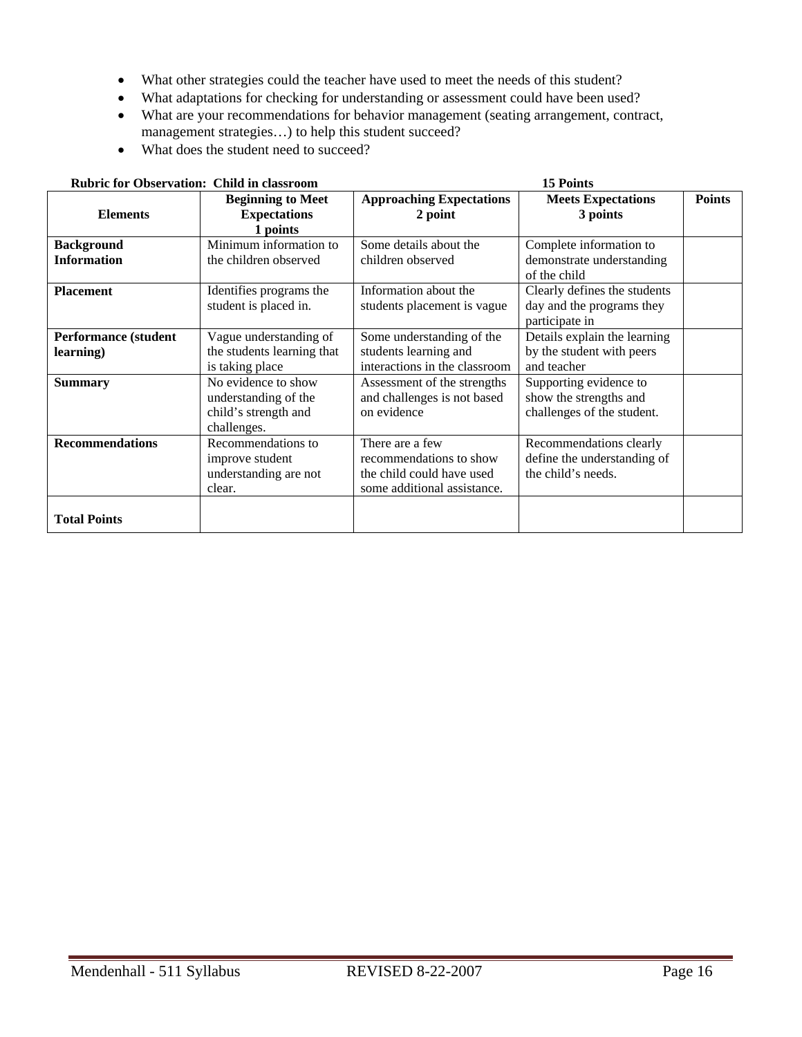- What other strategies could the teacher have used to meet the needs of this student?
- What adaptations for checking for understanding or assessment could have been used?
- What are your recommendations for behavior management (seating arrangement, contract, management strategies…) to help this student succeed?
- What does the student need to succeed?

**Rubric for Observation: Child in classroom** **15 Points**

| Elements | Beginning to Meet Expectations 1 points | Approaching Expectations 2 point | Meets Expectations 3 points | Points |
|---|---|---|---|---|
| **Background Information** | Minimum information to the children observed | Some details about the children observed | Complete information to demonstrate understanding of the child | |
| **Placement** | Identifies programs the student is placed in. | Information about the students placement is vague | Clearly defines the students day and the programs they participate in | |
| **Performance (student learning)** | Vague understanding of the students learning that is taking place | Some understanding of the students learning and interactions in the classroom | Details explain the learning by the student with peers and teacher | |
| **Summary** | No evidence to show understanding of the child's strength and challenges. | Assessment of the strengths and challenges is not based on evidence | Supporting evidence to show the strengths and challenges of the student. | |
| **Recommendations** | Recommendations to improve student understanding are not clear. | There are a few recommendations to show the child could have used some additional assistance. | Recommendations clearly define the understanding of the child's needs. | |
| **Total Points** | | | | |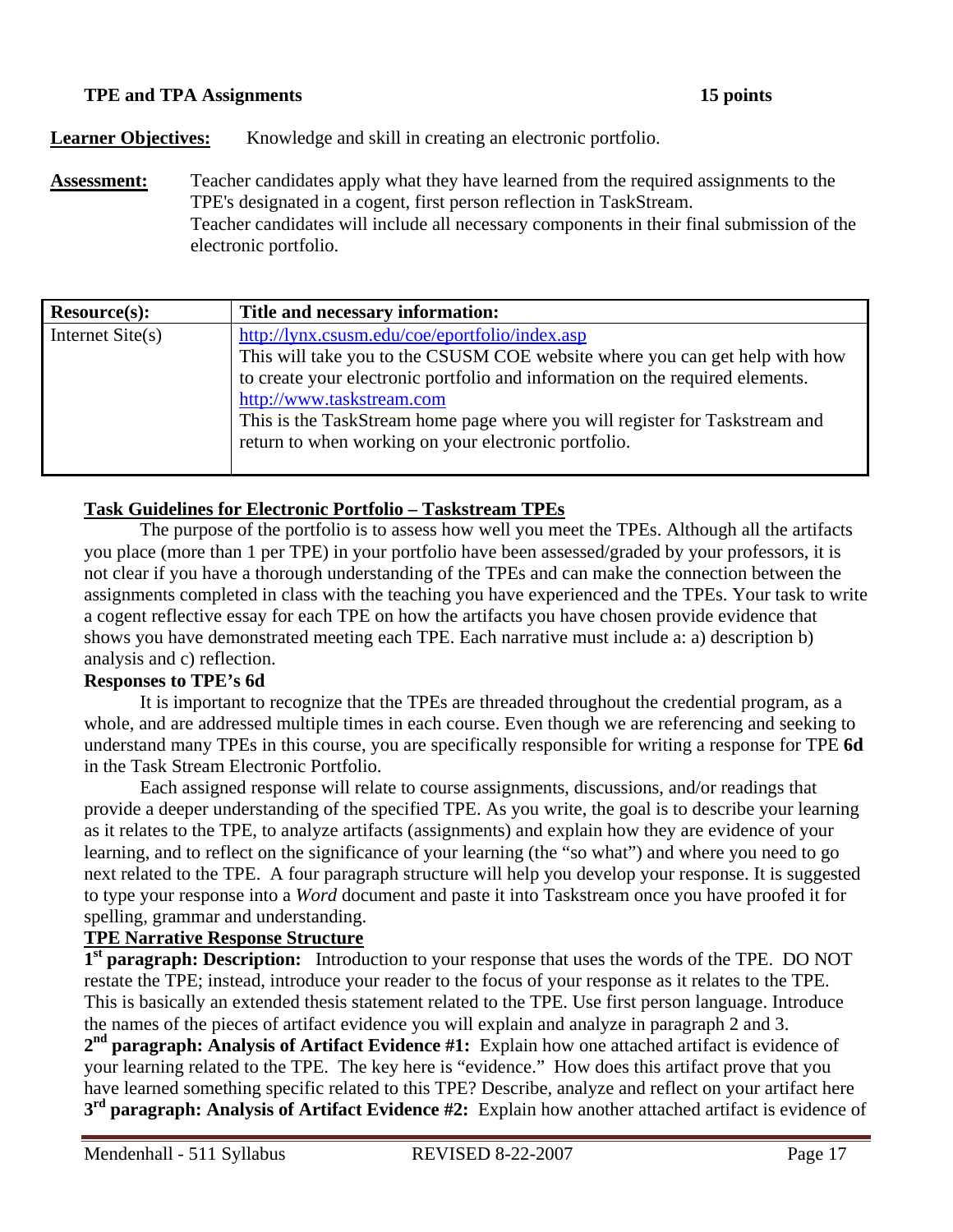**TPE and TPA Assignments** **15 points**

**Learner Objectives:** Knowledge and skill in creating an electronic portfolio.

**Assessment:** Teacher candidates apply what they have learned from the required assignments to the TPE's designated in a cogent, first person reflection in TaskStream.
Teacher candidates will include all necessary components in their final submission of the electronic portfolio.

| Resource(s): | Title and necessary information: |
|---|---|
| Internet Site(s) | http://lynx.csusm.edu/coe/eportfolio/index.asp<br>This will take you to the CSUSM COE website where you can get help with how to create your electronic portfolio and information on the required elements.<br>http://www.taskstream.com<br>This is the TaskStream home page where you will register for Taskstream and return to when working on your electronic portfolio. |

**Task Guidelines for Electronic Portfolio – Taskstream TPEs**

The purpose of the portfolio is to assess how well you meet the TPEs. Although all the artifacts you place (more than 1 per TPE) in your portfolio have been assessed/graded by your professors, it is not clear if you have a thorough understanding of the TPEs and can make the connection between the assignments completed in class with the teaching you have experienced and the TPEs. Your task to write a cogent reflective essay for each TPE on how the artifacts you have chosen provide evidence that shows you have demonstrated meeting each TPE. Each narrative must include a: a) description b) analysis and c) reflection.

**Responses to TPE's 6d**

It is important to recognize that the TPEs are threaded throughout the credential program, as a whole, and are addressed multiple times in each course. Even though we are referencing and seeking to understand many TPEs in this course, you are specifically responsible for writing a response for TPE **6d** in the Task Stream Electronic Portfolio.

Each assigned response will relate to course assignments, discussions, and/or readings that provide a deeper understanding of the specified TPE. As you write, the goal is to describe your learning as it relates to the TPE, to analyze artifacts (assignments) and explain how they are evidence of your learning, and to reflect on the significance of your learning (the "so what") and where you need to go next related to the TPE. A four paragraph structure will help you develop your response. It is suggested to type your response into a *Word* document and paste it into Taskstream once you have proofed it for spelling, grammar and understanding.

**TPE Narrative Response Structure**

**1st paragraph: Description:** Introduction to your response that uses the words of the TPE. DO NOT restate the TPE; instead, introduce your reader to the focus of your response as it relates to the TPE. This is basically an extended thesis statement related to the TPE. Use first person language. Introduce the names of the pieces of artifact evidence you will explain and analyze in paragraph 2 and 3.

**2nd paragraph: Analysis of Artifact Evidence #1:** Explain how one attached artifact is evidence of your learning related to the TPE. The key here is "evidence." How does this artifact prove that you have learned something specific related to this TPE? Describe, analyze and reflect on your artifact here

**3rd paragraph: Analysis of Artifact Evidence #2:** Explain how another attached artifact is evidence of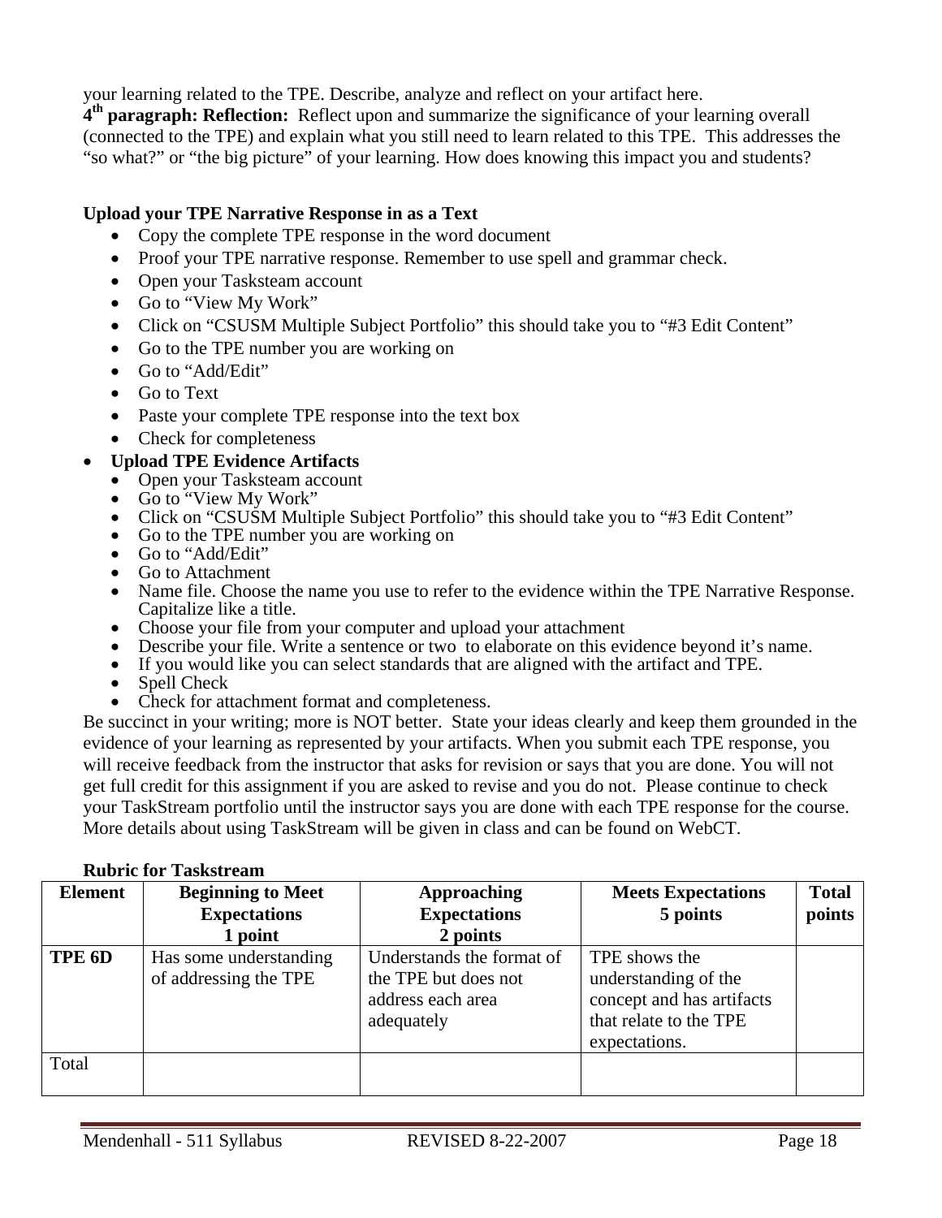your learning related to the TPE. Describe, analyze and reflect on your artifact here.

**4th paragraph: Reflection:** Reflect upon and summarize the significance of your learning overall (connected to the TPE) and explain what you still need to learn related to this TPE. This addresses the "so what?" or "the big picture" of your learning. How does knowing this impact you and students?

**Upload your TPE Narrative Response in as a Text**

- Copy the complete TPE response in the word document
- Proof your TPE narrative response. Remember to use spell and grammar check.
- Open your Tasksteam account
- Go to "View My Work"
- Click on "CSUSM Multiple Subject Portfolio" this should take you to "#3 Edit Content"
- Go to the TPE number you are working on
- Go to "Add/Edit"
- Go to Text
- Paste your complete TPE response into the text box
- Check for completeness

- **Upload TPE Evidence Artifacts**
  - Open your Tasksteam account
  - Go to "View My Work"
  - Click on "CSUSM Multiple Subject Portfolio" this should take you to "#3 Edit Content"
  - Go to the TPE number you are working on
  - Go to "Add/Edit"
  - Go to Attachment
  - Name file. Choose the name you use to refer to the evidence within the TPE Narrative Response. Capitalize like a title.
  - Choose your file from your computer and upload your attachment
  - Describe your file. Write a sentence or two to elaborate on this evidence beyond it's name.
  - If you would like you can select standards that are aligned with the artifact and TPE.
  - Spell Check
  - Check for attachment format and completeness.

Be succinct in your writing; more is NOT better. State your ideas clearly and keep them grounded in the evidence of your learning as represented by your artifacts. When you submit each TPE response, you will receive feedback from the instructor that asks for revision or says that you are done. You will not get full credit for this assignment if you are asked to revise and you do not. Please continue to check your TaskStream portfolio until the instructor says you are done with each TPE response for the course. More details about using TaskStream will be given in class and can be found on WebCT.

**Rubric for Taskstream**

| Element | Beginning to Meet Expectations 1 point | Approaching Expectations 2 points | Meets Expectations 5 points | Total points |
|---|---|---|---|---|
| **TPE 6D** | Has some understanding of addressing the TPE | Understands the format of the TPE but does not address each area adequately | TPE shows the understanding of the concept and has artifacts that relate to the TPE expectations. | |
| Total | | | | |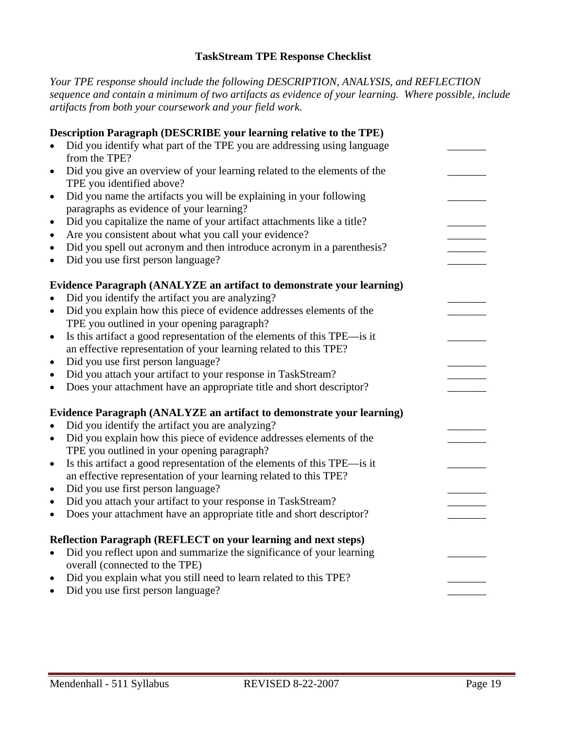## TaskStream TPE Response Checklist

*Your TPE response should include the following DESCRIPTION, ANALYSIS, and REFLECTION sequence and contain a minimum of two artifacts as evidence of your learning. Where possible, include artifacts from both your coursework and your field work.*

**Description Paragraph (DESCRIBE your learning relative to the TPE)**

- Did you identify what part of the TPE you are addressing using language from the TPE? _______
- Did you give an overview of your learning related to the elements of the TPE you identified above? _______
- Did you name the artifacts you will be explaining in your following paragraphs as evidence of your learning? _______
- Did you capitalize the name of your artifact attachments like a title? _______
- Are you consistent about what you call your evidence? _______
- Did you spell out acronym and then introduce acronym in a parenthesis? _______
- Did you use first person language? _______

**Evidence Paragraph (ANALYZE an artifact to demonstrate your learning)**

- Did you identify the artifact you are analyzing? _______
- Did you explain how this piece of evidence addresses elements of the TPE you outlined in your opening paragraph? _______
- Is this artifact a good representation of the elements of this TPE—is it an effective representation of your learning related to this TPE? _______
- Did you use first person language? _______
- Did you attach your artifact to your response in TaskStream? _______
- Does your attachment have an appropriate title and short descriptor? _______

**Evidence Paragraph (ANALYZE an artifact to demonstrate your learning)**

- Did you identify the artifact you are analyzing? _______
- Did you explain how this piece of evidence addresses elements of the TPE you outlined in your opening paragraph? _______
- Is this artifact a good representation of the elements of this TPE—is it an effective representation of your learning related to this TPE? _______
- Did you use first person language? _______
- Did you attach your artifact to your response in TaskStream? _______
- Does your attachment have an appropriate title and short descriptor? _______

**Reflection Paragraph (REFLECT on your learning and next steps)**

- Did you reflect upon and summarize the significance of your learning overall (connected to the TPE) _______
- Did you explain what you still need to learn related to this TPE? _______
- Did you use first person language? _______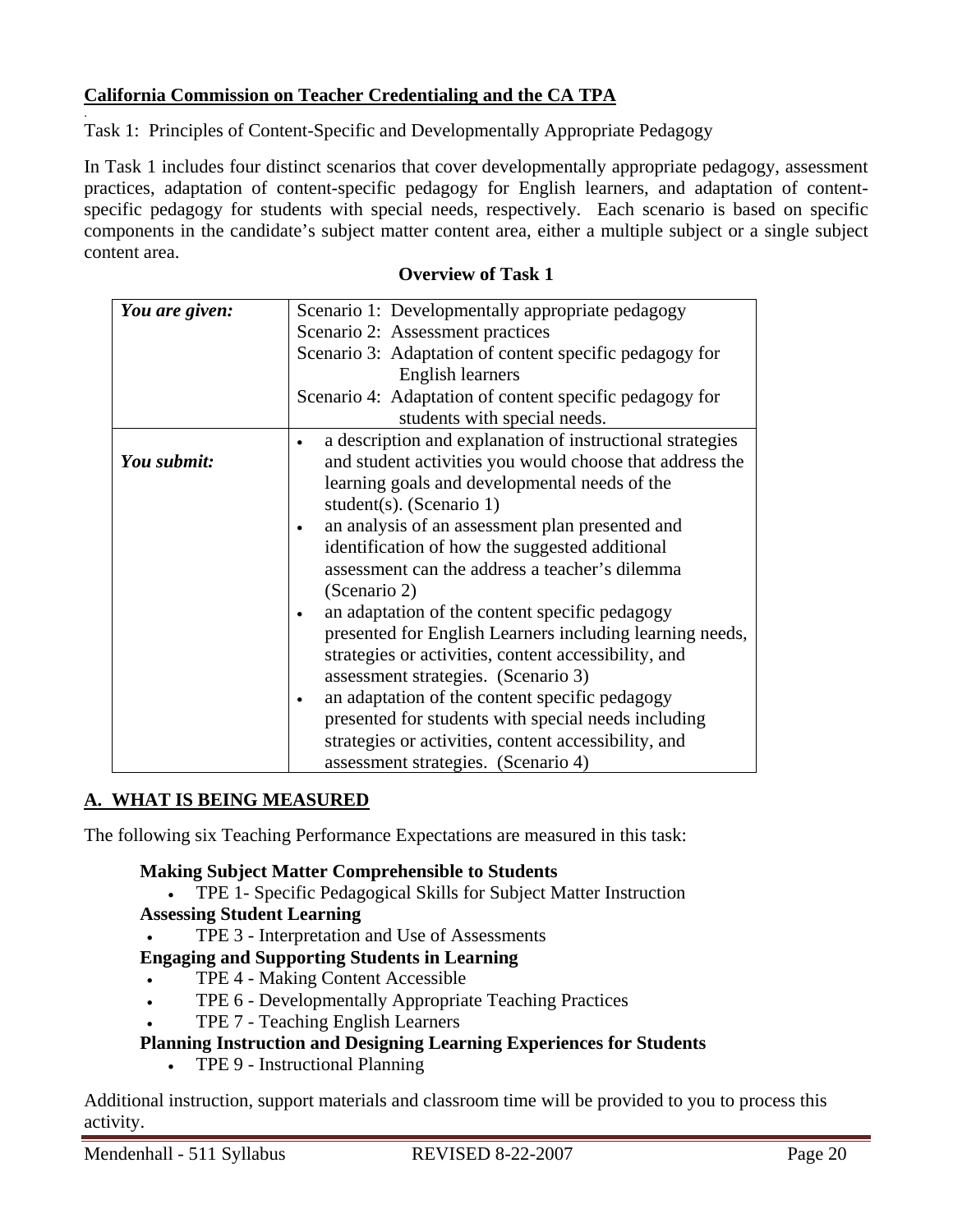**California Commission on Teacher Credentialing and the CA TPA**

Task 1: Principles of Content-Specific and Developmentally Appropriate Pedagogy

In Task 1 includes four distinct scenarios that cover developmentally appropriate pedagogy, assessment practices, adaptation of content-specific pedagogy for English learners, and adaptation of content-specific pedagogy for students with special needs, respectively. Each scenario is based on specific components in the candidate's subject matter content area, either a multiple subject or a single subject content area.

**Overview of Task 1**

| | |
|---|---|
| ***You are given:*** | Scenario 1: Developmentally appropriate pedagogy<br>Scenario 2: Assessment practices<br>Scenario 3: Adaptation of content specific pedagogy for English learners<br>Scenario 4: Adaptation of content specific pedagogy for students with special needs. |
| ***You submit:*** | • a description and explanation of instructional strategies and student activities you would choose that address the learning goals and developmental needs of the student(s). (Scenario 1)<br>• an analysis of an assessment plan presented and identification of how the suggested additional assessment can the address a teacher's dilemma (Scenario 2)<br>• an adaptation of the content specific pedagogy presented for English Learners including learning needs, strategies or activities, content accessibility, and assessment strategies. (Scenario 3)<br>• an adaptation of the content specific pedagogy presented for students with special needs including strategies or activities, content accessibility, and assessment strategies. (Scenario 4) |

## A. WHAT IS BEING MEASURED

The following six Teaching Performance Expectations are measured in this task:

**Making Subject Matter Comprehensible to Students**
- TPE 1- Specific Pedagogical Skills for Subject Matter Instruction

**Assessing Student Learning**
- TPE 3 - Interpretation and Use of Assessments

**Engaging and Supporting Students in Learning**
- TPE 4 - Making Content Accessible
- TPE 6 - Developmentally Appropriate Teaching Practices
- TPE 7 - Teaching English Learners

**Planning Instruction and Designing Learning Experiences for Students**
- TPE 9 - Instructional Planning

Additional instruction, support materials and classroom time will be provided to you to process this activity.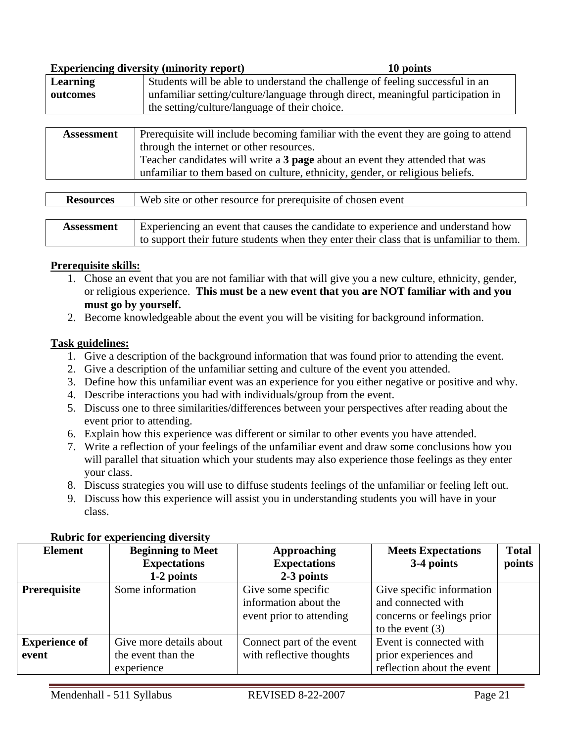**Experiencing diversity (minority report) 10 points**

| **Learning outcomes** | Students will be able to understand the challenge of feeling successful in an unfamiliar setting/culture/language through direct, meaningful participation in the setting/culture/language of their choice. |
|---|---|

| **Assessment** | Prerequisite will include becoming familiar with the event they are going to attend through the internet or other resources. Teacher candidates will write a **3 page** about an event they attended that was unfamiliar to them based on culture, ethnicity, gender, or religious beliefs. |
|---|---|

| **Resources** | Web site or other resource for prerequisite of chosen event |
|---|---|

| **Assessment** | Experiencing an event that causes the candidate to experience and understand how to support their future students when they enter their class that is unfamiliar to them. |
|---|---|

**Prerequisite skills:**

1. Chose an event that you are not familiar with that will give you a new culture, ethnicity, gender, or religious experience. **This must be a new event that you are NOT familiar with and you must go by yourself.**
2. Become knowledgeable about the event you will be visiting for background information.

**Task guidelines:**

1. Give a description of the background information that was found prior to attending the event.
2. Give a description of the unfamiliar setting and culture of the event you attended.
3. Define how this unfamiliar event was an experience for you either negative or positive and why.
4. Describe interactions you had with individuals/group from the event.
5. Discuss one to three similarities/differences between your perspectives after reading about the event prior to attending.
6. Explain how this experience was different or similar to other events you have attended.
7. Write a reflection of your feelings of the unfamiliar event and draw some conclusions how you will parallel that situation which your students may also experience those feelings as they enter your class.
8. Discuss strategies you will use to diffuse students feelings of the unfamiliar or feeling left out.
9. Discuss how this experience will assist you in understanding students you will have in your class.

**Rubric for experiencing diversity**

| Element | Beginning to Meet Expectations 1-2 points | Approaching Expectations 2-3 points | Meets Expectations 3-4 points | Total points |
|---|---|---|---|---|
| **Prerequisite** | Some information | Give some specific information about the event prior to attending | Give specific information and connected with concerns or feelings prior to the event (3) | |
| **Experience of event** | Give more details about the event than the experience | Connect part of the event with reflective thoughts | Event is connected with prior experiences and reflection about the event | |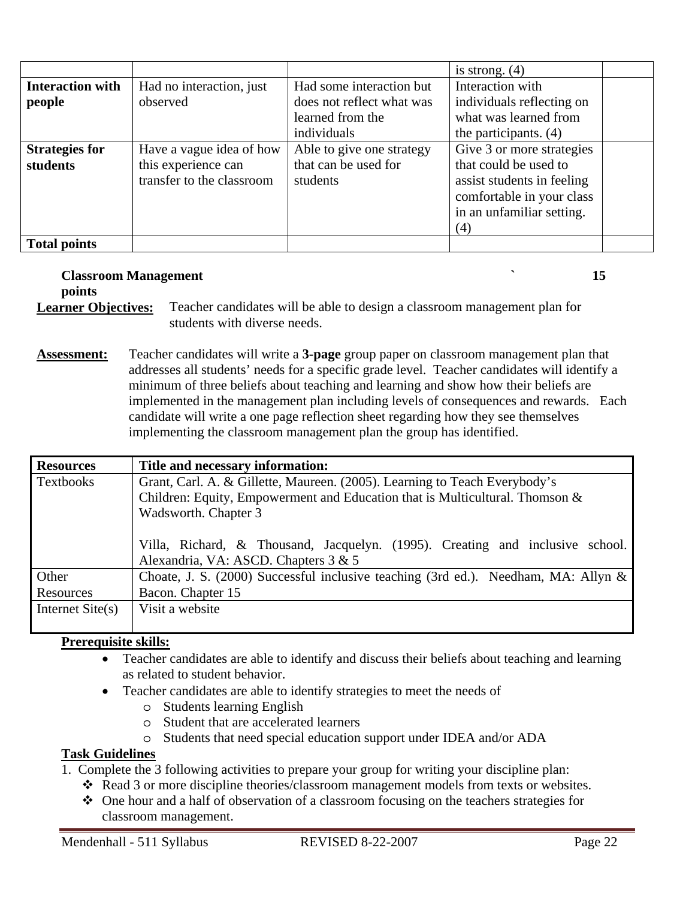| | | | | |
|---|---|---|---|---|
| | | | is strong. (4) | |
| **Interaction with people** | Had no interaction, just observed | Had some interaction but does not reflect what was learned from the individuals | Interaction with individuals reflecting on what was learned from the participants. (4) | |
| **Strategies for students** | Have a vague idea of how this experience can transfer to the classroom | Able to give one strategy that can be used for students | Give 3 or more strategies that could be used to assist students in feeling comfortable in your class in an unfamiliar setting. (4) | |
| **Total points** | | | | |

**Classroom Management** ` **15 points**

**Learner Objectives:** Teacher candidates will be able to design a classroom management plan for students with diverse needs.

**Assessment:** Teacher candidates will write a **3-page** group paper on classroom management plan that addresses all students' needs for a specific grade level. Teacher candidates will identify a minimum of three beliefs about teaching and learning and show how their beliefs are implemented in the management plan including levels of consequences and rewards. Each candidate will write a one page reflection sheet regarding how they see themselves implementing the classroom management plan the group has identified.

| Resources | Title and necessary information: |
|---|---|
| Textbooks | Grant, Carl. A. & Gillette, Maureen. (2005). Learning to Teach Everybody's Children: Equity, Empowerment and Education that is Multicultural. Thomson & Wadsworth. Chapter 3<br><br>Villa, Richard, & Thousand, Jacquelyn. (1995). Creating and inclusive school. Alexandria, VA: ASCD. Chapters 3 & 5 |
| Other Resources | Choate, J. S. (2000) Successful inclusive teaching (3rd ed.). Needham, MA: Allyn & Bacon. Chapter 15 |
| Internet Site(s) | Visit a website |

**Prerequisite skills:**

- Teacher candidates are able to identify and discuss their beliefs about teaching and learning as related to student behavior.
- Teacher candidates are able to identify strategies to meet the needs of
  - Students learning English
  - Student that are accelerated learners
  - Students that need special education support under IDEA and/or ADA

**Task Guidelines**

1. Complete the 3 following activities to prepare your group for writing your discipline plan:
   - Read 3 or more discipline theories/classroom management models from texts or websites.
   - One hour and a half of observation of a classroom focusing on the teachers strategies for classroom management.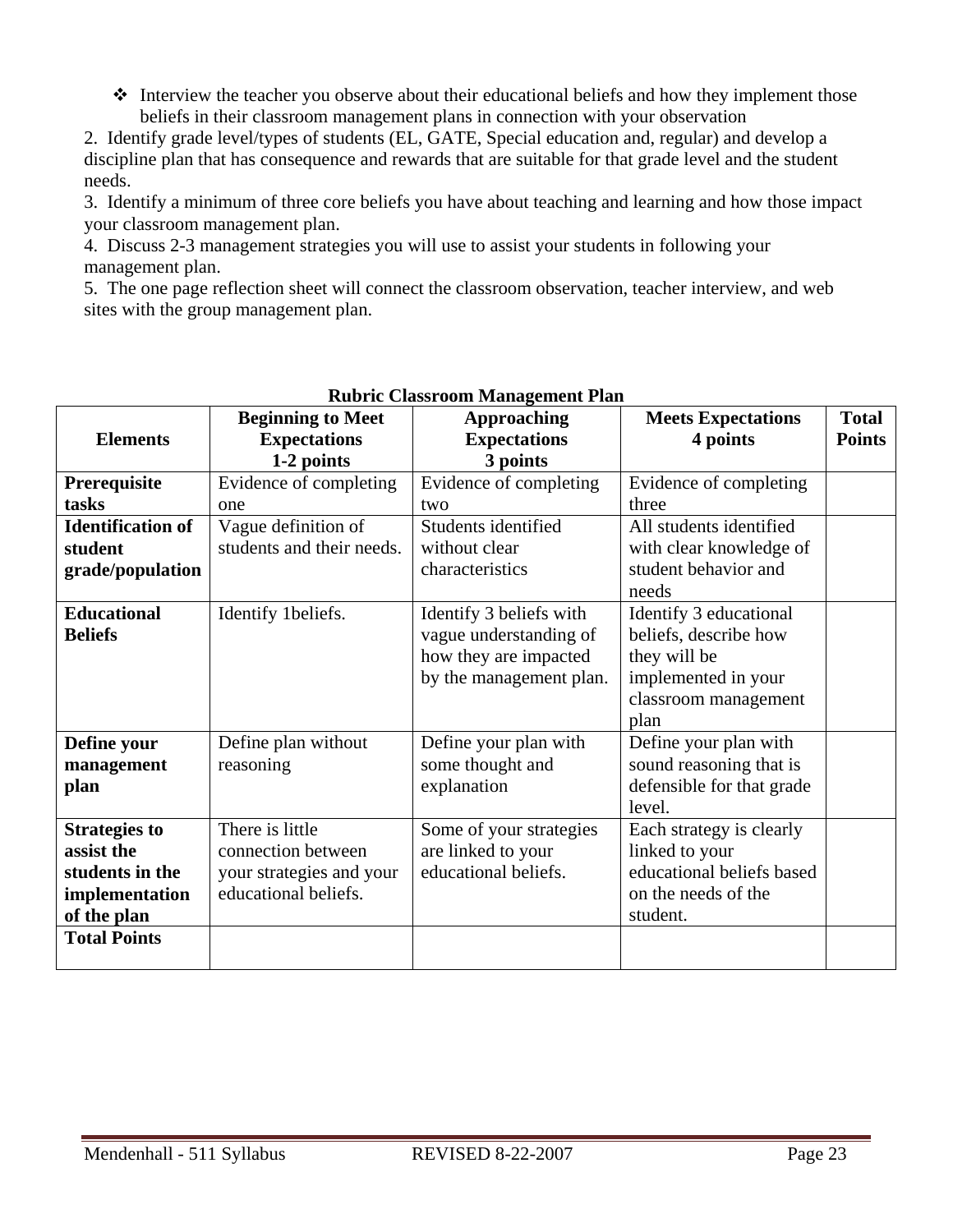- Interview the teacher you observe about their educational beliefs and how they implement those beliefs in their classroom management plans in connection with your observation

2. Identify grade level/types of students (EL, GATE, Special education and, regular) and develop a discipline plan that has consequence and rewards that are suitable for that grade level and the student needs.
3. Identify a minimum of three core beliefs you have about teaching and learning and how those impact your classroom management plan.
4. Discuss 2-3 management strategies you will use to assist your students in following your management plan.
5. The one page reflection sheet will connect the classroom observation, teacher interview, and web sites with the group management plan.

**Rubric Classroom Management Plan**

| Elements | Beginning to Meet Expectations 1-2 points | Approaching Expectations 3 points | Meets Expectations 4 points | Total Points |
|---|---|---|---|---|
| **Prerequisite tasks** | Evidence of completing one | Evidence of completing two | Evidence of completing three | |
| **Identification of student grade/population** | Vague definition of students and their needs. | Students identified without clear characteristics | All students identified with clear knowledge of student behavior and needs | |
| **Educational Beliefs** | Identify 1beliefs. | Identify 3 beliefs with vague understanding of how they are impacted by the management plan. | Identify 3 educational beliefs, describe how they will be implemented in your classroom management plan | |
| **Define your management plan** | Define plan without reasoning | Define your plan with some thought and explanation | Define your plan with sound reasoning that is defensible for that grade level. | |
| **Strategies to assist the students in the implementation of the plan** | There is little connection between your strategies and your educational beliefs. | Some of your strategies are linked to your educational beliefs. | Each strategy is clearly linked to your educational beliefs based on the needs of the student. | |
| **Total Points** | | | | |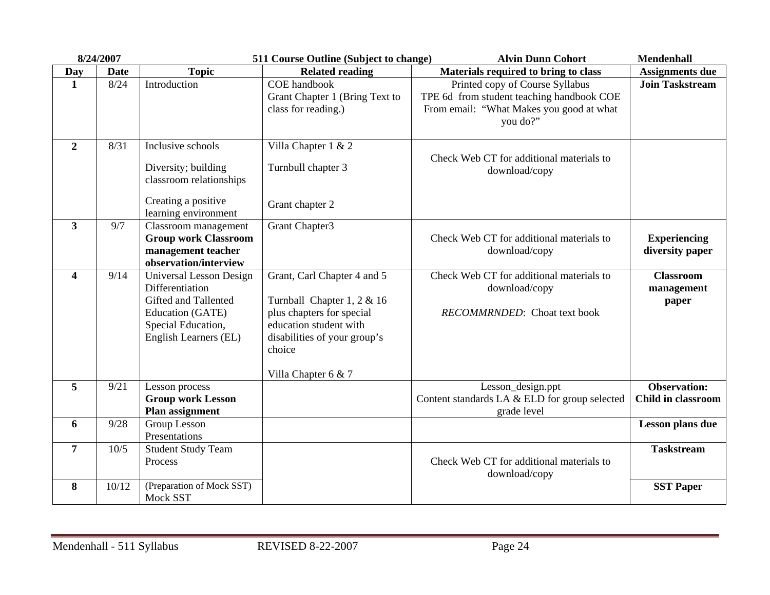**8/24/2007** **511 Course Outline (Subject to change)** **Alvin Dunn Cohort** **Mendenhall**

| Day | Date | Topic | Related reading | Materials required to bring to class | Assignments due |
|---|---|---|---|---|---|
| 1 | 8/24 | Introduction | COE handbook<br>Grant Chapter 1 (Bring Text to class for reading.) | Printed copy of Course Syllabus<br>TPE 6d from student teaching handbook COE<br>From email: "What Makes you good at what you do?" | **Join Taskstream** |
| 2 | 8/31 | Inclusive schools<br>Diversity; building classroom relationships<br>Creating a positive learning environment | Villa Chapter 1 & 2<br>Turnbull chapter 3<br>Grant chapter 2 | Check Web CT for additional materials to download/copy | |
| 3 | 9/7 | Classroom management<br>**Group work Classroom management teacher observation/interview** | Grant Chapter3 | Check Web CT for additional materials to download/copy | **Experiencing diversity paper** |
| 4 | 9/14 | Universal Lesson Design<br>Differentiation<br>Gifted and Tallented Education (GATE)<br>Special Education,<br>English Learners (EL) | Grant, Carl Chapter 4 and 5<br>Turnball Chapter 1, 2 & 16 plus chapters for special education student with disabilities of your group's choice<br>Villa Chapter 6 & 7 | Check Web CT for additional materials to download/copy<br>*RECOMMRNDED*: Choat text book | **Classroom management paper** |
| 5 | 9/21 | Lesson process<br>**Group work Lesson Plan assignment** | | Lesson_design.ppt<br>Content standards LA & ELD for group selected grade level | **Observation: Child in classroom** |
| 6 | 9/28 | Group Lesson Presentations | | | **Lesson plans due** |
| 7 | 10/5 | Student Study Team Process | | Check Web CT for additional materials to download/copy | **Taskstream** |
| 8 | 10/12 | (Preparation of Mock SST)<br>Mock SST | | | **SST Paper** |